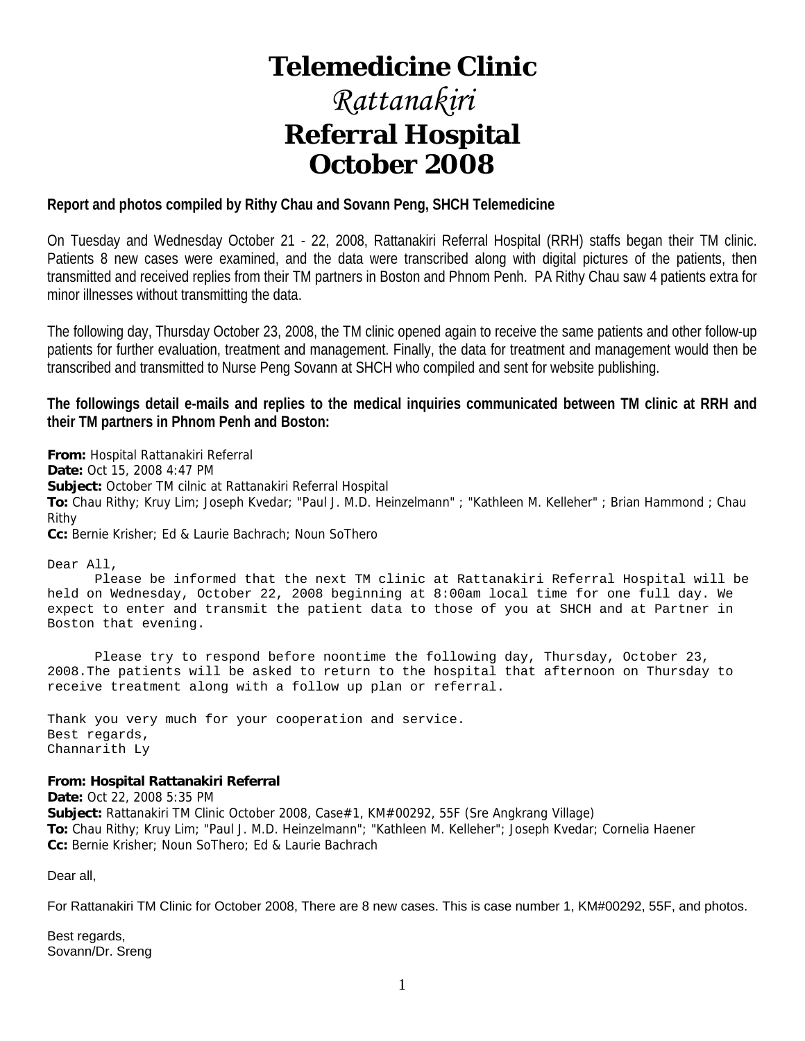# Telemedicine Clinic
## *Rattanakiri*
## Referral Hospital
## October 2008

**Report and photos compiled by Rithy Chau and Sovann Peng, SHCH Telemedicine**

On Tuesday and Wednesday October 21 - 22, 2008, Rattanakiri Referral Hospital (RRH) staffs began their TM clinic. Patients 8 new cases were examined, and the data were transcribed along with digital pictures of the patients, then transmitted and received replies from their TM partners in Boston and Phnom Penh. PA Rithy Chau saw 4 patients extra for minor illnesses without transmitting the data.

The following day, Thursday October 23, 2008, the TM clinic opened again to receive the same patients and other follow-up patients for further evaluation, treatment and management. Finally, the data for treatment and management would then be transcribed and transmitted to Nurse Peng Sovann at SHCH who compiled and sent for website publishing.

**The followings detail e-mails and replies to the medical inquiries communicated between TM clinic at RRH and their TM partners in Phnom Penh and Boston:**

**From:** Hospital Rattanakiri Referral
**Date:** Oct 15, 2008 4:47 PM
**Subject:** October TM cilnic at Rattanakiri Referral Hospital
**To:** Chau Rithy; Kruy Lim; Joseph Kvedar; "Paul J. M.D. Heinzelmann" ; "Kathleen M. Kelleher" ; Brian Hammond ; Chau Rithy
**Cc:** Bernie Krisher; Ed & Laurie Bachrach; Noun SoThero

Dear All,

Please be informed that the next TM clinic at Rattanakiri Referral Hospital will be held on Wednesday, October 22, 2008 beginning at 8:00am local time for one full day. We expect to enter and transmit the patient data to those of you at SHCH and at Partner in Boston that evening.

Please try to respond before noontime the following day, Thursday, October 23, 2008.The patients will be asked to return to the hospital that afternoon on Thursday to receive treatment along with a follow up plan or referral.

Thank you very much for your cooperation and service.
Best regards,
Channarith Ly

**From: Hospital Rattanakiri Referral**
**Date:** Oct 22, 2008 5:35 PM
**Subject:** Rattanakiri TM Clinic October 2008, Case#1, KM#00292, 55F (Sre Angkrang Village)
**To:** Chau Rithy; Kruy Lim; "Paul J. M.D. Heinzelmann"; "Kathleen M. Kelleher"; Joseph Kvedar; Cornelia Haener
**Cc:** Bernie Krisher; Noun SoThero; Ed & Laurie Bachrach

Dear all,

For Rattanakiri TM Clinic for October 2008, There are 8 new cases. This is case number 1, KM#00292, 55F, and photos.

Best regards,
Sovann/Dr. Sreng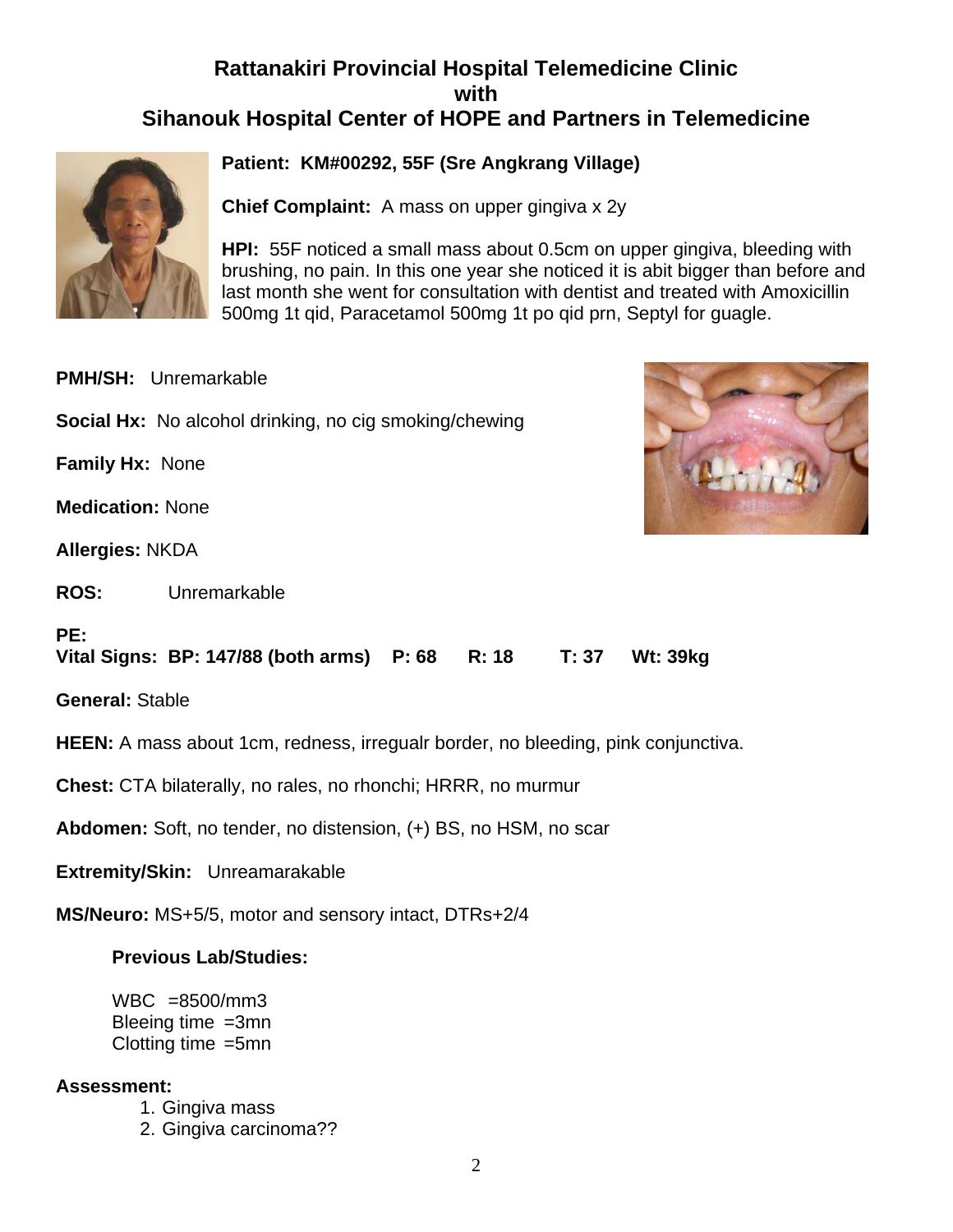# Rattanakiri Provincial Hospital Telemedicine Clinic
# with
# Sihanouk Hospital Center of HOPE and Partners in Telemedicine

**Patient: KM#00292, 55F (Sre Angkrang Village)**

**Chief Complaint:** A mass on upper gingiva x 2y

**HPI:** 55F noticed a small mass about 0.5cm on upper gingiva, bleeding with brushing, no pain. In this one year she noticed it is abit bigger than before and last month she went for consultation with dentist and treated with Amoxicillin 500mg 1t qid, Paracetamol 500mg 1t po qid prn, Septyl for guagle.

**PMH/SH:** Unremarkable

**Social Hx:** No alcohol drinking, no cig smoking/chewing

**Family Hx:** None

**Medication:** None

**Allergies:** NKDA

**ROS:** Unremarkable

**PE:**

**Vital Signs: BP: 147/88 (both arms) P: 68 R: 18 T: 37 Wt: 39kg**

**General:** Stable

**HEEN:** A mass about 1cm, redness, irregualr border, no bleeding, pink conjunctiva.

**Chest:** CTA bilaterally, no rales, no rhonchi; HRRR, no murmur

**Abdomen:** Soft, no tender, no distension, (+) BS, no HSM, no scar

**Extremity/Skin:** Unreamarakable

**MS/Neuro:** MS+5/5, motor and sensory intact, DTRs+2/4

**Previous Lab/Studies:**

WBC =8500/mm3
Bleeing time =3mn
Clotting time =5mn

**Assessment:**

1. Gingiva mass
2. Gingiva carcinoma??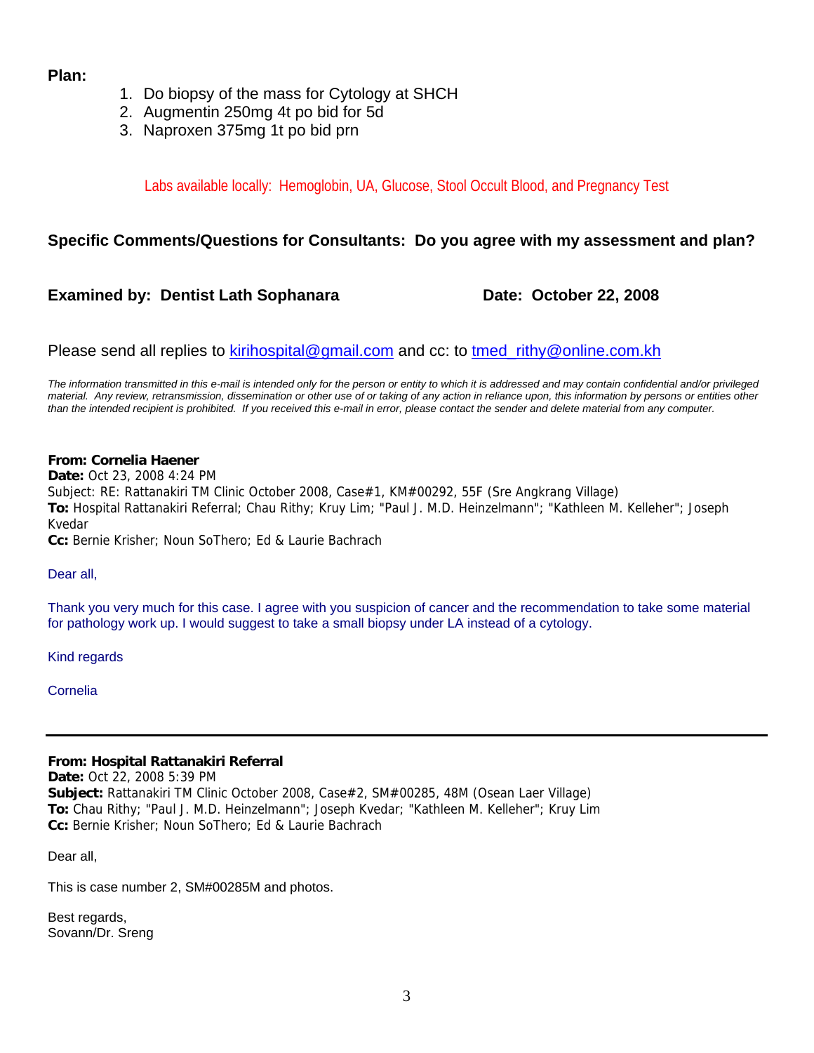**Plan:**

1. Do biopsy of the mass for Cytology at SHCH
2. Augmentin 250mg 4t po bid for 5d
3. Naproxen 375mg 1t po bid prn

Labs available locally: Hemoglobin, UA, Glucose, Stool Occult Blood, and Pregnancy Test

**Specific Comments/Questions for Consultants: Do you agree with my assessment and plan?**

**Examined by: Dentist Lath Sophanara** **Date: October 22, 2008**

Please send all replies to kirihospital@gmail.com and cc: to tmed_rithy@online.com.kh

*The information transmitted in this e-mail is intended only for the person or entity to which it is addressed and may contain confidential and/or privileged material. Any review, retransmission, dissemination or other use of or taking of any action in reliance upon, this information by persons or entities other than the intended recipient is prohibited. If you received this e-mail in error, please contact the sender and delete material from any computer.*

**From: Cornelia Haener**
**Date:** Oct 23, 2008 4:24 PM
Subject: RE: Rattanakiri TM Clinic October 2008, Case#1, KM#00292, 55F (Sre Angkrang Village)
**To:** Hospital Rattanakiri Referral; Chau Rithy; Kruy Lim; "Paul J. M.D. Heinzelmann"; "Kathleen M. Kelleher"; Joseph Kvedar
**Cc:** Bernie Krisher; Noun SoThero; Ed & Laurie Bachrach

Dear all,

Thank you very much for this case. I agree with you suspicion of cancer and the recommendation to take some material for pathology work up. I would suggest to take a small biopsy under LA instead of a cytology.

Kind regards

Cornelia

---

**From: Hospital Rattanakiri Referral**
**Date:** Oct 22, 2008 5:39 PM
**Subject:** Rattanakiri TM Clinic October 2008, Case#2, SM#00285, 48M (Osean Laer Village)
**To:** Chau Rithy; "Paul J. M.D. Heinzelmann"; Joseph Kvedar; "Kathleen M. Kelleher"; Kruy Lim
**Cc:** Bernie Krisher; Noun SoThero; Ed & Laurie Bachrach

Dear all,

This is case number 2, SM#00285M and photos.

Best regards,
Sovann/Dr. Sreng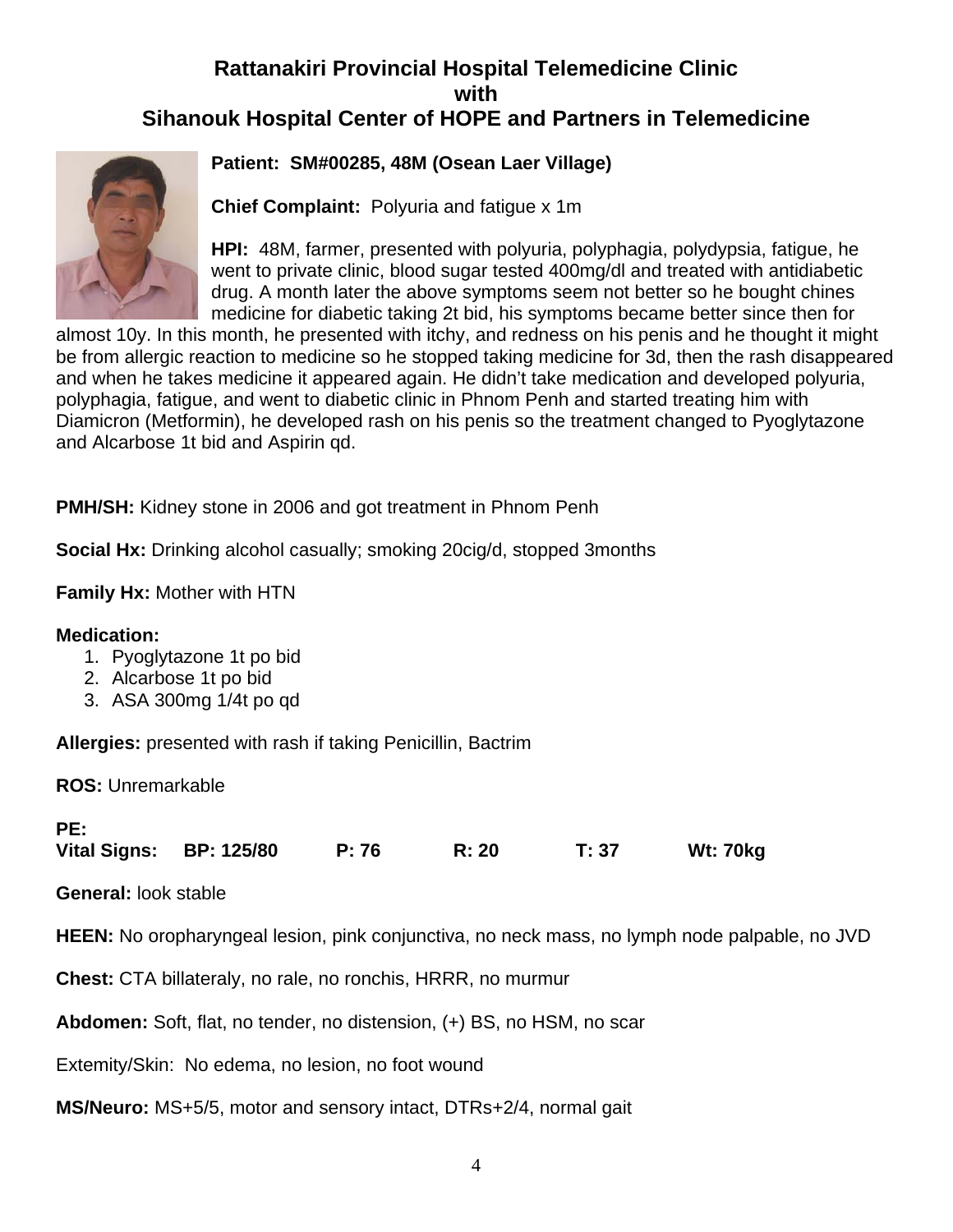## Rattanakiri Provincial Hospital Telemedicine Clinic with Sihanouk Hospital Center of HOPE and Partners in Telemedicine

**Patient: SM#00285, 48M (Osean Laer Village)**

**Chief Complaint:** Polyuria and fatigue x 1m

**HPI:** 48M, farmer, presented with polyuria, polyphagia, polydypsia, fatigue, he went to private clinic, blood sugar tested 400mg/dl and treated with antidiabetic drug. A month later the above symptoms seem not better so he bought chines medicine for diabetic taking 2t bid, his symptoms became better since then for almost 10y. In this month, he presented with itchy, and redness on his penis and he thought it might be from allergic reaction to medicine so he stopped taking medicine for 3d, then the rash disappeared and when he takes medicine it appeared again. He didn't take medication and developed polyuria, polyphagia, fatigue, and went to diabetic clinic in Phnom Penh and started treating him with Diamicron (Metformin), he developed rash on his penis so the treatment changed to Pyoglytazone and Alcarbose 1t bid and Aspirin qd.

**PMH/SH:** Kidney stone in 2006 and got treatment in Phnom Penh

**Social Hx:** Drinking alcohol casually; smoking 20cig/d, stopped 3months

**Family Hx:** Mother with HTN

**Medication:**

1. Pyoglytazone 1t po bid
2. Alcarbose 1t po bid
3. ASA 300mg 1/4t po qd

**Allergies:** presented with rash if taking Penicillin, Bactrim

**ROS:** Unremarkable

**PE:**

**Vital Signs: BP: 125/80 P: 76 R: 20 T: 37 Wt: 70kg**

**General:** look stable

**HEEN:** No oropharyngeal lesion, pink conjunctiva, no neck mass, no lymph node palpable, no JVD

**Chest:** CTA billateraly, no rale, no ronchis, HRRR, no murmur

**Abdomen:** Soft, flat, no tender, no distension, (+) BS, no HSM, no scar

Extemity/Skin: No edema, no lesion, no foot wound

**MS/Neuro:** MS+5/5, motor and sensory intact, DTRs+2/4, normal gait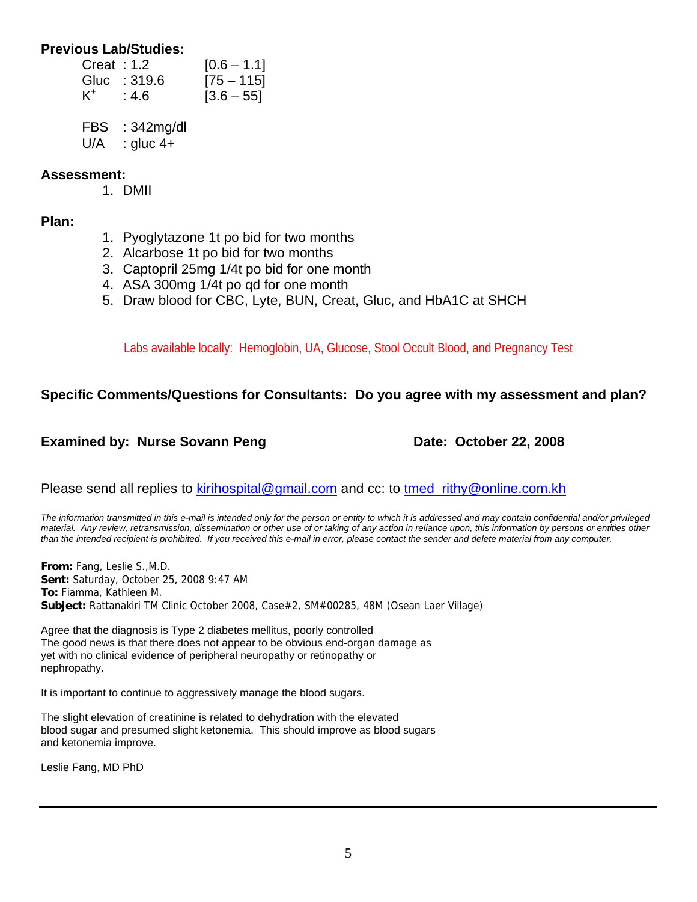**Previous Lab/Studies:**

| | | |
|---|---|---|
| Creat | : 1.2 | [0.6 – 1.1] |
| Gluc | : 319.6 | [75 – 115] |
| $K^+$ | : 4.6 | [3.6 – 55] |

FBS : 342mg/dl
U/A : gluc 4+

**Assessment:**

1. DMII

**Plan:**

1. Pyoglytazone 1t po bid for two months
2. Alcarbose 1t po bid for two months
3. Captopril 25mg 1/4t po bid for one month
4. ASA 300mg 1/4t po qd for one month
5. Draw blood for CBC, Lyte, BUN, Creat, Gluc, and HbA1C at SHCH

Labs available locally: Hemoglobin, UA, Glucose, Stool Occult Blood, and Pregnancy Test

**Specific Comments/Questions for Consultants: Do you agree with my assessment and plan?**

**Examined by: Nurse Sovann Peng** **Date: October 22, 2008**

Please send all replies to kirihospital@gmail.com and cc: to tmed_rithy@online.com.kh

*The information transmitted in this e-mail is intended only for the person or entity to which it is addressed and may contain confidential and/or privileged material. Any review, retransmission, dissemination or other use of or taking of any action in reliance upon, this information by persons or entities other than the intended recipient is prohibited. If you received this e-mail in error, please contact the sender and delete material from any computer.*

**From:** Fang, Leslie S.,M.D.
**Sent:** Saturday, October 25, 2008 9:47 AM
**To:** Fiamma, Kathleen M.
**Subject:** Rattanakiri TM Clinic October 2008, Case#2, SM#00285, 48M (Osean Laer Village)

Agree that the diagnosis is Type 2 diabetes mellitus, poorly controlled
The good news is that there does not appear to be obvious end-organ damage as yet with no clinical evidence of peripheral neuropathy or retinopathy or nephropathy.

It is important to continue to aggressively manage the blood sugars.

The slight elevation of creatinine is related to dehydration with the elevated blood sugar and presumed slight ketonemia. This should improve as blood sugars and ketonemia improve.

Leslie Fang, MD PhD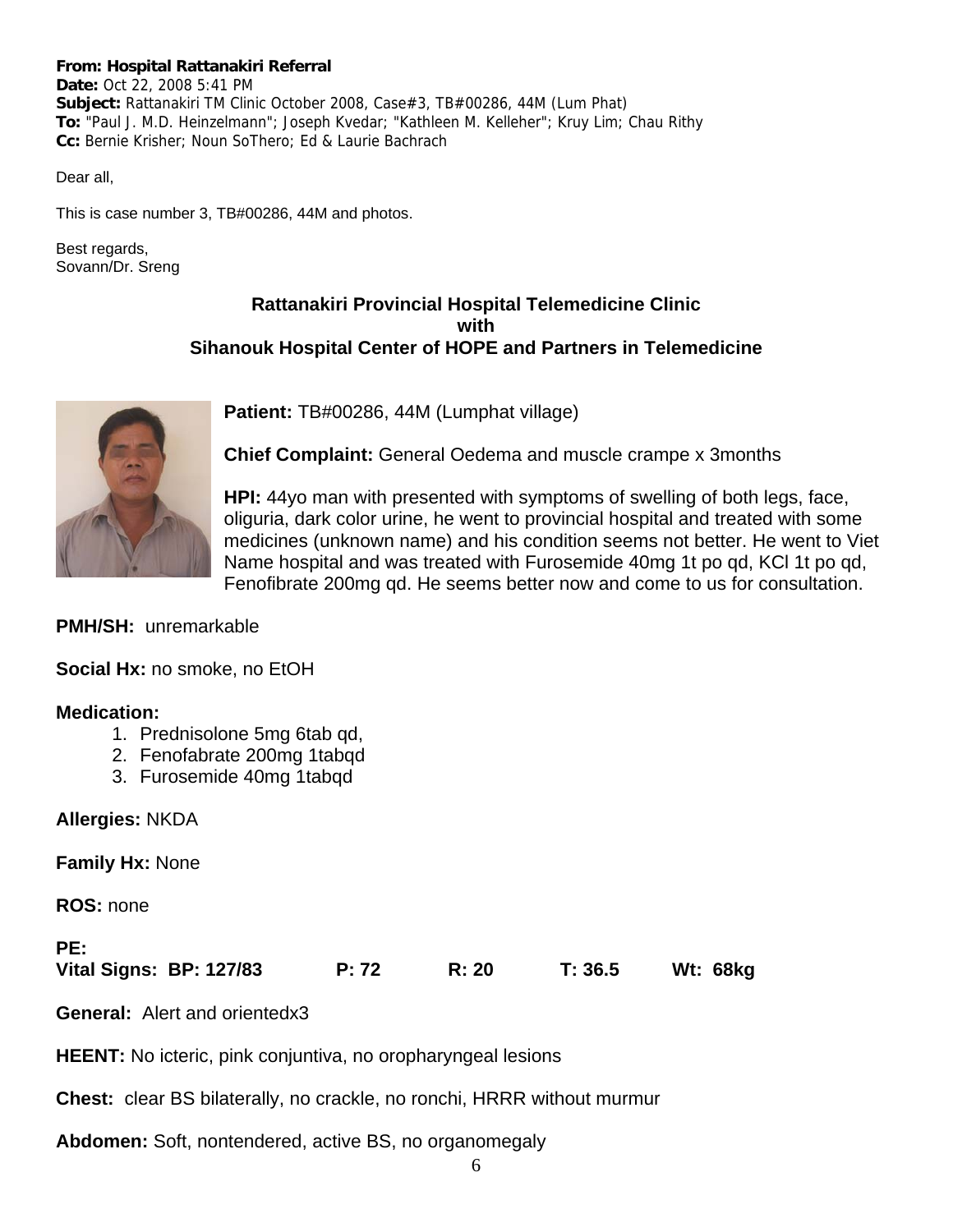**From:** Hospital Rattanakiri Referral
**Date:** Oct 22, 2008 5:41 PM
**Subject:** Rattanakiri TM Clinic October 2008, Case#3, TB#00286, 44M (Lum Phat)
**To:** "Paul J. M.D. Heinzelmann"; Joseph Kvedar; "Kathleen M. Kelleher"; Kruy Lim; Chau Rithy
**Cc:** Bernie Krisher; Noun SoThero; Ed & Laurie Bachrach

Dear all,

This is case number 3, TB#00286, 44M and photos.

Best regards,
Sovann/Dr. Sreng

### Rattanakiri Provincial Hospital Telemedicine Clinic with Sihanouk Hospital Center of HOPE and Partners in Telemedicine

**Patient:** TB#00286, 44M (Lumphat village)

**Chief Complaint:** General Oedema and muscle crampe x 3months

**HPI:** 44yo man with presented with symptoms of swelling of both legs, face, oliguria, dark color urine, he went to provincial hospital and treated with some medicines (unknown name) and his condition seems not better. He went to Viet Name hospital and was treated with Furosemide 40mg 1t po qd, KCl 1t po qd, Fenofibrate 200mg qd. He seems better now and come to us for consultation.

**PMH/SH:** unremarkable

**Social Hx:** no smoke, no EtOH

**Medication:**

1. Prednisolone 5mg 6tab qd,
2. Fenofabrate 200mg 1tabqd
3. Furosemide 40mg 1tabqd

**Allergies:** NKDA

**Family Hx:** None

**ROS:** none

**PE:**
**Vital Signs: BP: 127/83 P: 72 R: 20 T: 36.5 Wt: 68kg**

**General:** Alert and orientedx3

**HEENT:** No icteric, pink conjuntiva, no oropharyngeal lesions

**Chest:** clear BS bilaterally, no crackle, no ronchi, HRRR without murmur

**Abdomen:** Soft, nontendered, active BS, no organomegaly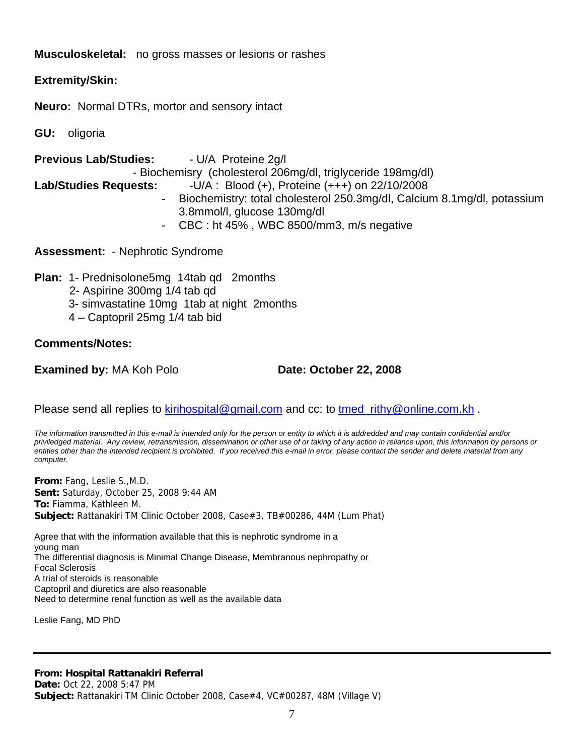**Musculoskeletal:** no gross masses or lesions or rashes

**Extremity/Skin:**

**Neuro:** Normal DTRs, mortor and sensory intact

**GU:** oligoria

**Previous Lab/Studies:** - U/A Proteine 2g/l

- Biochemisry (cholesterol 206mg/dl, triglyceride 198mg/dl)

**Lab/Studies Requests:** -U/A : Blood (+), Proteine (+++) on 22/10/2008

- Biochemistry: total cholesterol 250.3mg/dl, Calcium 8.1mg/dl, potassium 3.8mmol/l, glucose 130mg/dl
- CBC : ht 45% , WBC 8500/mm3, m/s negative

**Assessment:** - Nephrotic Syndrome

**Plan:** 1- Prednisolone5mg 14tab qd 2months

2- Aspirine 300mg 1/4 tab qd

3- simvastatine 10mg 1tab at night 2months

4 – Captopril 25mg 1/4 tab bid

**Comments/Notes:**

**Examined by:** MA Koh Polo **Date: October 22, 2008**

Please send all replies to kirihospital@gmail.com and cc: to tmed_rithy@online.com.kh .

*The information transmitted in this e-mail is intended only for the person or entity to which it is addredded and may contain confidential and/or priviledged material. Any review, retransmission, dissemination or other use of or taking of any action in reliance upon, this information by persons or entities other than the intended recipient is prohibited. If you received this e-mail in error, please contact the sender and delete material from any computer.*

**From:** Fang, Leslie S.,M.D.
**Sent:** Saturday, October 25, 2008 9:44 AM
**To:** Fiamma, Kathleen M.
**Subject:** Rattanakiri TM Clinic October 2008, Case#3, TB#00286, 44M (Lum Phat)

Agree that with the information available that this is nephrotic syndrome in a young man
The differential diagnosis is Minimal Change Disease, Membranous nephropathy or Focal Sclerosis
A trial of steroids is reasonable
Captopril and diuretics are also reasonable
Need to determine renal function as well as the available data

Leslie Fang, MD PhD

---

**From: Hospital Rattanakiri Referral**
**Date:** Oct 22, 2008 5:47 PM
**Subject:** Rattanakiri TM Clinic October 2008, Case#4, VC#00287, 48M (Village V)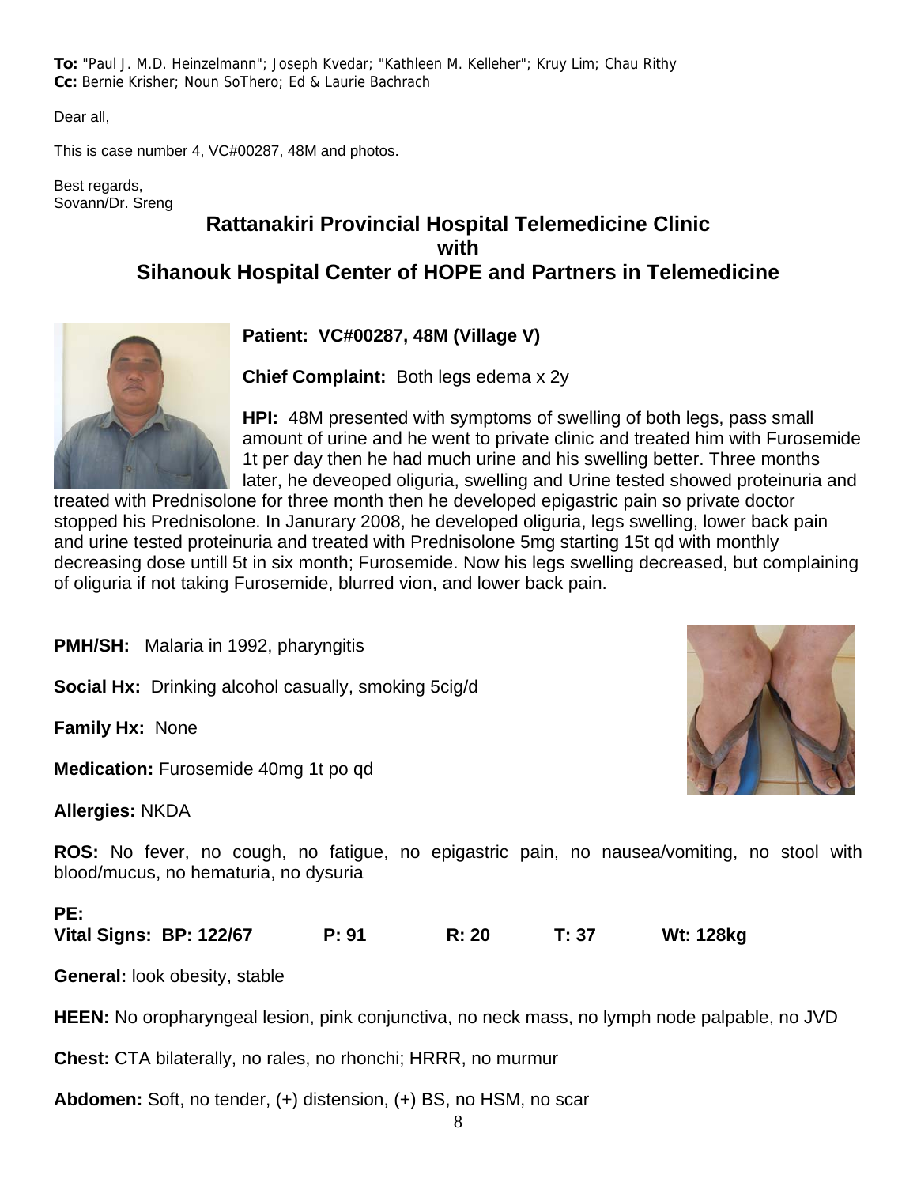**To:** "Paul J. M.D. Heinzelmann"; Joseph Kvedar; "Kathleen M. Kelleher"; Kruy Lim; Chau Rithy
**Cc:** Bernie Krisher; Noun SoThero; Ed & Laurie Bachrach

Dear all,

This is case number 4, VC#00287, 48M and photos.

Best regards,
Sovann/Dr. Sreng

## Rattanakiri Provincial Hospital Telemedicine Clinic with Sihanouk Hospital Center of HOPE and Partners in Telemedicine

**Patient: VC#00287, 48M (Village V)**

**Chief Complaint:** Both legs edema x 2y

**HPI:** 48M presented with symptoms of swelling of both legs, pass small amount of urine and he went to private clinic and treated him with Furosemide 1t per day then he had much urine and his swelling better. Three months later, he deveoped oliguria, swelling and Urine tested showed proteinuria and treated with Prednisolone for three month then he developed epigastric pain so private doctor stopped his Prednisolone. In Janurary 2008, he developed oliguria, legs swelling, lower back pain and urine tested proteinuria and treated with Prednisolone 5mg starting 15t qd with monthly decreasing dose untill 5t in six month; Furosemide. Now his legs swelling decreased, but complaining of oliguria if not taking Furosemide, blurred vion, and lower back pain.

**PMH/SH:** Malaria in 1992, pharyngitis

**Social Hx:** Drinking alcohol casually, smoking 5cig/d

**Family Hx:** None

**Medication:** Furosemide 40mg 1t po qd

**Allergies:** NKDA

**ROS:** No fever, no cough, no fatigue, no epigastric pain, no nausea/vomiting, no stool with blood/mucus, no hematuria, no dysuria

**PE:**

**Vital Signs: BP: 122/67 P: 91 R: 20 T: 37 Wt: 128kg**

**General:** look obesity, stable

**HEEN:** No oropharyngeal lesion, pink conjunctiva, no neck mass, no lymph node palpable, no JVD

**Chest:** CTA bilaterally, no rales, no rhonchi; HRRR, no murmur

**Abdomen:** Soft, no tender, (+) distension, (+) BS, no HSM, no scar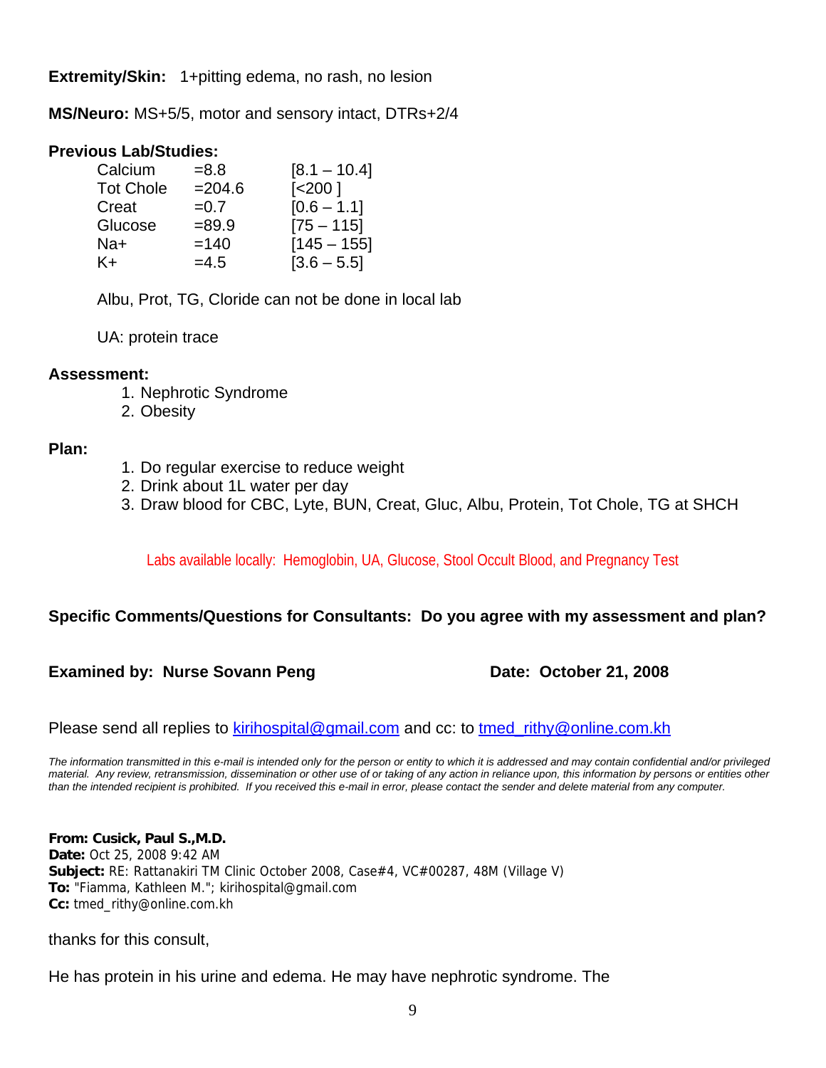**Extremity/Skin:** 1+pitting edema, no rash, no lesion

**MS/Neuro:** MS+5/5, motor and sensory intact, DTRs+2/4

**Previous Lab/Studies:**

| | | |
|---|---|---|
| Calcium | =8.8 | [8.1 – 10.4] |
| Tot Chole | =204.6 | [<200 ] |
| Creat | =0.7 | [0.6 – 1.1] |
| Glucose | =89.9 | [75 – 115] |
| Na+ | =140 | [145 – 155] |
| K+ | =4.5 | [3.6 – 5.5] |

Albu, Prot, TG, Cloride can not be done in local lab

UA: protein trace

**Assessment:**

1. Nephrotic Syndrome
2. Obesity

**Plan:**

1. Do regular exercise to reduce weight
2. Drink about 1L water per day
3. Draw blood for CBC, Lyte, BUN, Creat, Gluc, Albu, Protein, Tot Chole, TG at SHCH

Labs available locally: Hemoglobin, UA, Glucose, Stool Occult Blood, and Pregnancy Test

**Specific Comments/Questions for Consultants: Do you agree with my assessment and plan?**

**Examined by: Nurse Sovann Peng** **Date: October 21, 2008**

Please send all replies to kirihospital@gmail.com and cc: to tmed_rithy@online.com.kh

*The information transmitted in this e-mail is intended only for the person or entity to which it is addressed and may contain confidential and/or privileged material. Any review, retransmission, dissemination or other use of or taking of any action in reliance upon, this information by persons or entities other than the intended recipient is prohibited. If you received this e-mail in error, please contact the sender and delete material from any computer.*

**From: Cusick, Paul S.,M.D.**
**Date:** Oct 25, 2008 9:42 AM
**Subject:** RE: Rattanakiri TM Clinic October 2008, Case#4, VC#00287, 48M (Village V)
**To:** "Fiamma, Kathleen M."; kirihospital@gmail.com
**Cc:** tmed_rithy@online.com.kh

thanks for this consult,

He has protein in his urine and edema. He may have nephrotic syndrome. The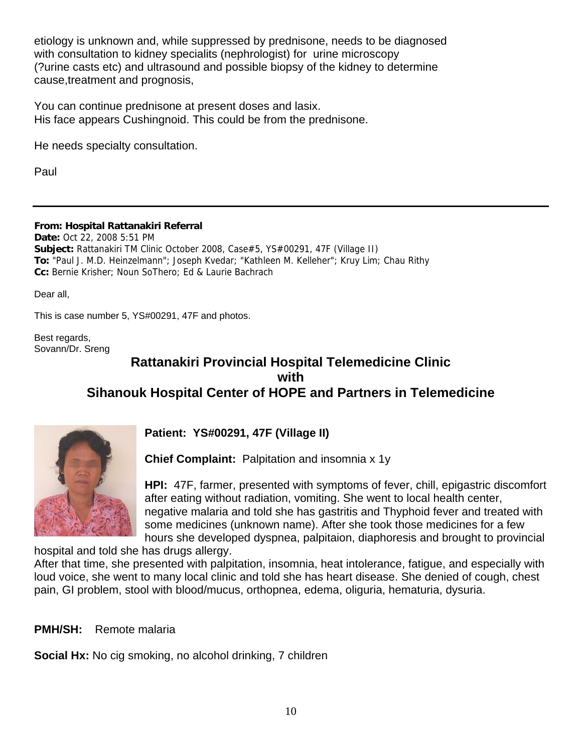etiology is unknown and, while suppressed by prednisone, needs to be diagnosed with consultation to kidney specialits (nephrologist) for urine microscopy (?urine casts etc) and ultrasound and possible biopsy of the kidney to determine cause,treatment and prognosis,

You can continue prednisone at present doses and lasix.
His face appears Cushingnoid. This could be from the prednisone.

He needs specialty consultation.

Paul

---

**From:** **Hospital Rattanakiri Referral**
**Date:** Oct 22, 2008 5:51 PM
**Subject:** Rattanakiri TM Clinic October 2008, Case#5, YS#00291, 47F (Village II)
**To:** "Paul J. M.D. Heinzelmann"; Joseph Kvedar; "Kathleen M. Kelleher"; Kruy Lim; Chau Rithy
**Cc:** Bernie Krisher; Noun SoThero; Ed & Laurie Bachrach

Dear all,

This is case number 5, YS#00291, 47F and photos.

Best regards,
Sovann/Dr. Sreng

## Rattanakiri Provincial Hospital Telemedicine Clinic with Sihanouk Hospital Center of HOPE and Partners in Telemedicine

**Patient: YS#00291, 47F (Village II)**

**Chief Complaint:** Palpitation and insomnia x 1y

**HPI:** 47F, farmer, presented with symptoms of fever, chill, epigastric discomfort after eating without radiation, vomiting. She went to local health center, negative malaria and told she has gastritis and Thyphoid fever and treated with some medicines (unknown name). After she took those medicines for a few hours she developed dyspnea, palpitaion, diaphoresis and brought to provincial hospital and told she has drugs allergy.
After that time, she presented with palpitation, insomnia, heat intolerance, fatigue, and especially with loud voice, she went to many local clinic and told she has heart disease. She denied of cough, chest pain, GI problem, stool with blood/mucus, orthopnea, edema, oliguria, hematuria, dysuria.

**PMH/SH:** Remote malaria

**Social Hx:** No cig smoking, no alcohol drinking, 7 children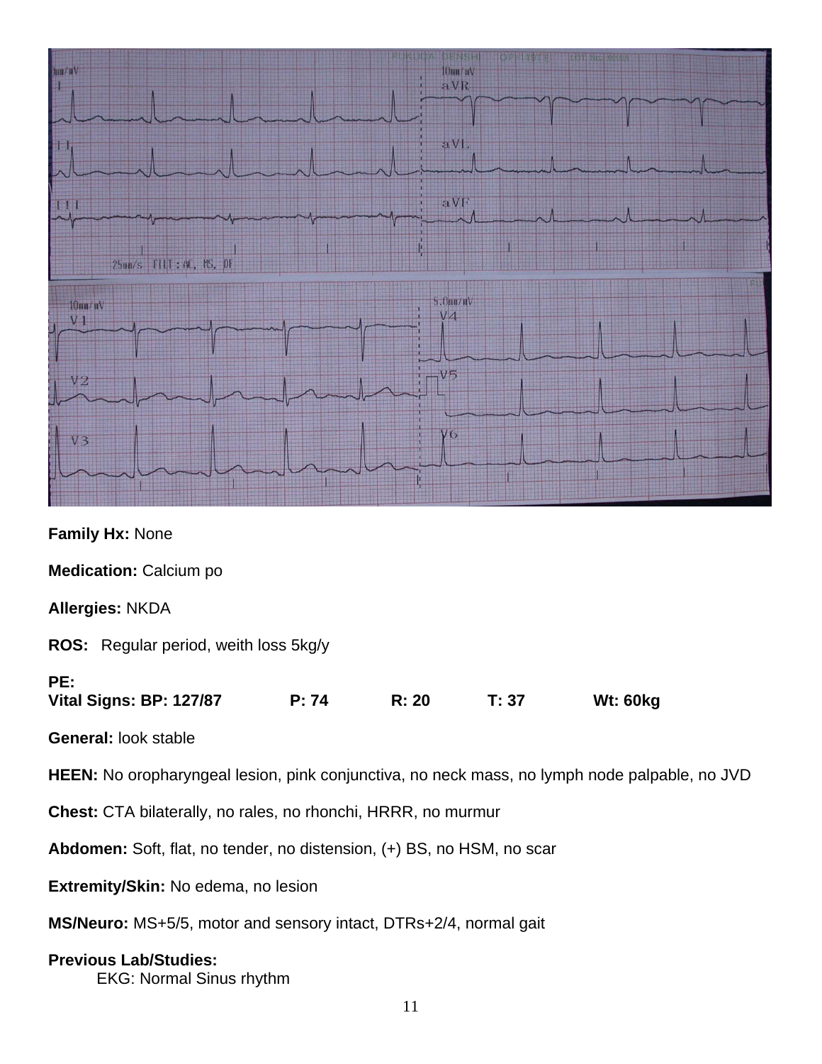**Family Hx:** None

**Medication:** Calcium po

**Allergies:** NKDA

**ROS:** Regular period, weith loss 5kg/y

**PE:**
**Vital Signs: BP: 127/87 P: 74 R: 20 T: 37 Wt: 60kg**

**General:** look stable

**HEEN:** No oropharyngeal lesion, pink conjunctiva, no neck mass, no lymph node palpable, no JVD

**Chest:** CTA bilaterally, no rales, no rhonchi, HRRR, no murmur

**Abdomen:** Soft, flat, no tender, no distension, (+) BS, no HSM, no scar

**Extremity/Skin:** No edema, no lesion

**MS/Neuro:** MS+5/5, motor and sensory intact, DTRs+2/4, normal gait

**Previous Lab/Studies:**
EKG: Normal Sinus rhythm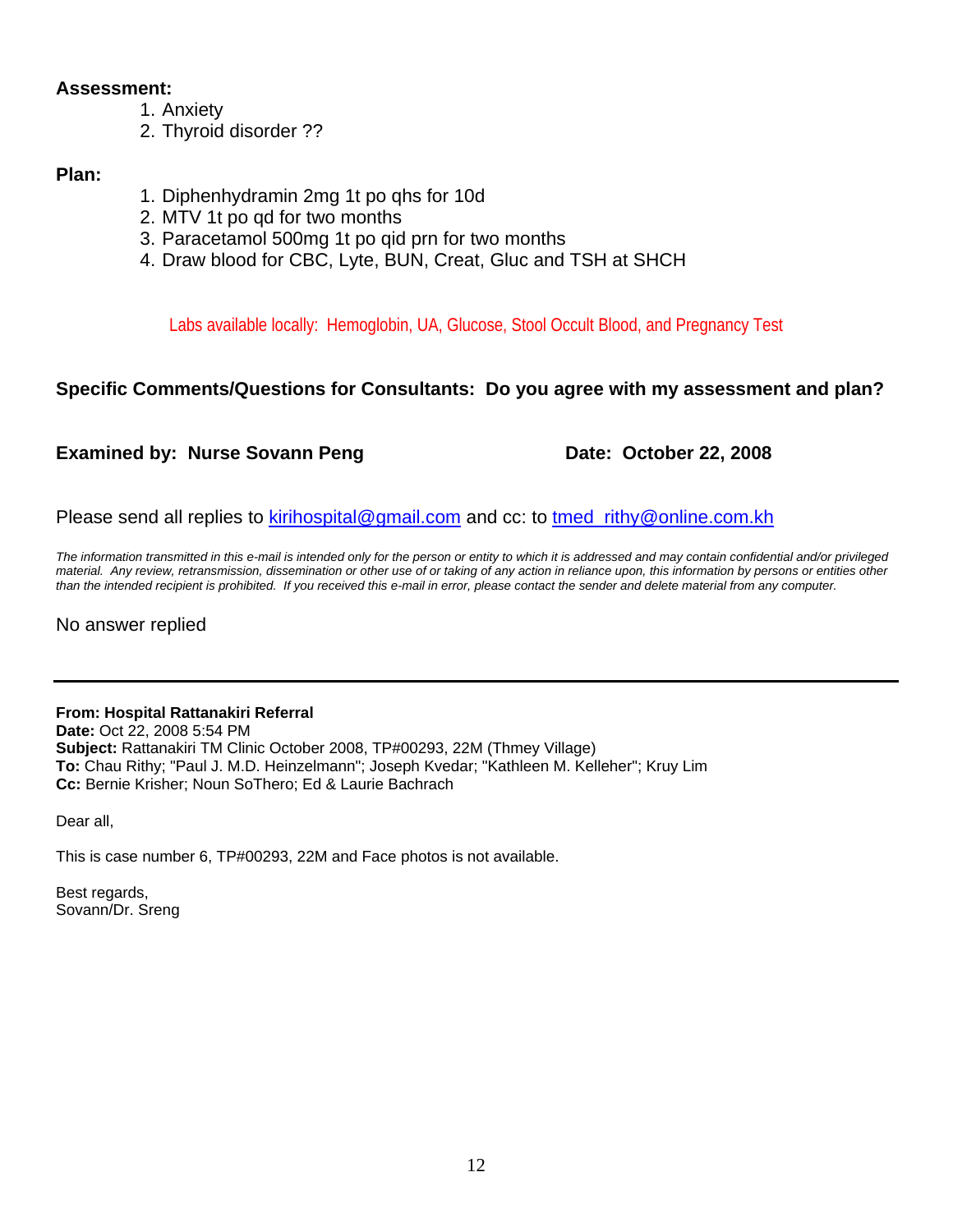**Assessment:**

1. Anxiety
2. Thyroid disorder ??

**Plan:**

1. Diphenhydramin 2mg 1t po qhs for 10d
2. MTV 1t po qd for two months
3. Paracetamol 500mg 1t po qid prn for two months
4. Draw blood for CBC, Lyte, BUN, Creat, Gluc and TSH at SHCH

Labs available locally: Hemoglobin, UA, Glucose, Stool Occult Blood, and Pregnancy Test

**Specific Comments/Questions for Consultants: Do you agree with my assessment and plan?**

**Examined by: Nurse Sovann Peng** **Date: October 22, 2008**

Please send all replies to kirihospital@gmail.com and cc: to tmed_rithy@online.com.kh

*The information transmitted in this e-mail is intended only for the person or entity to which it is addressed and may contain confidential and/or privileged material. Any review, retransmission, dissemination or other use of or taking of any action in reliance upon, this information by persons or entities other than the intended recipient is prohibited. If you received this e-mail in error, please contact the sender and delete material from any computer.*

No answer replied

---

**From: Hospital Rattanakiri Referral**
**Date:** Oct 22, 2008 5:54 PM
**Subject:** Rattanakiri TM Clinic October 2008, TP#00293, 22M (Thmey Village)
**To:** Chau Rithy; "Paul J. M.D. Heinzelmann"; Joseph Kvedar; "Kathleen M. Kelleher"; Kruy Lim
**Cc:** Bernie Krisher; Noun SoThero; Ed & Laurie Bachrach

Dear all,

This is case number 6, TP#00293, 22M and Face photos is not available.

Best regards,
Sovann/Dr. Sreng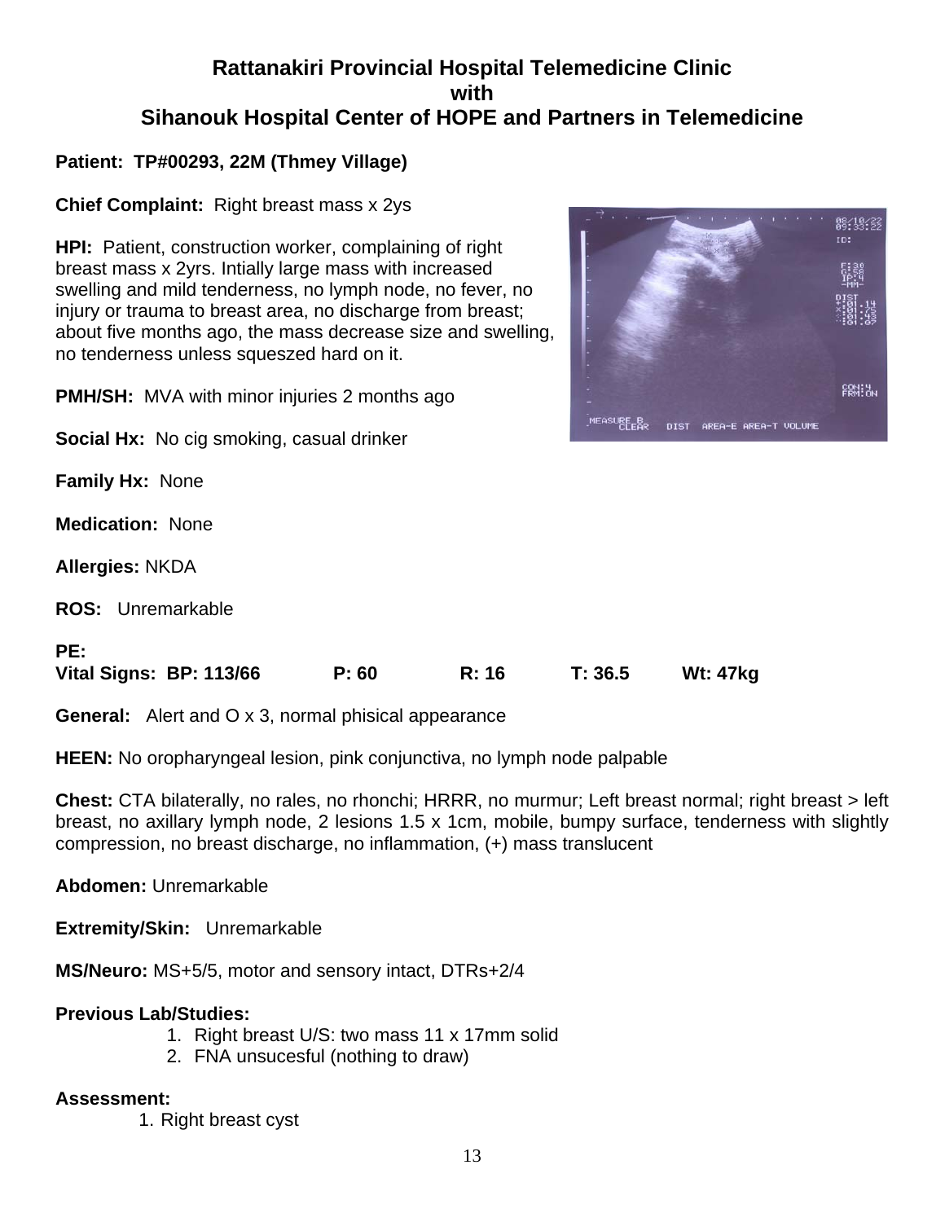# Rattanakiri Provincial Hospital Telemedicine Clinic
# with
# Sihanouk Hospital Center of HOPE and Partners in Telemedicine

**Patient: TP#00293, 22M (Thmey Village)**

**Chief Complaint:** Right breast mass x 2ys

**HPI:** Patient, construction worker, complaining of right breast mass x 2yrs. Intially large mass with increased swelling and mild tenderness, no lymph node, no fever, no injury or trauma to breast area, no discharge from breast; about five months ago, the mass decrease size and swelling, no tenderness unless squeszed hard on it.

**PMH/SH:** MVA with minor injuries 2 months ago

**Social Hx:** No cig smoking, casual drinker

**Family Hx:** None

**Medication:** None

**Allergies:** NKDA

**ROS:** Unremarkable

**PE:**
**Vital Signs: BP: 113/66 P: 60 R: 16 T: 36.5 Wt: 47kg**

**General:** Alert and O x 3, normal phisical appearance

**HEEN:** No oropharyngeal lesion, pink conjunctiva, no lymph node palpable

**Chest:** CTA bilaterally, no rales, no rhonchi; HRRR, no murmur; Left breast normal; right breast > left breast, no axillary lymph node, 2 lesions 1.5 x 1cm, mobile, bumpy surface, tenderness with slightly compression, no breast discharge, no inflammation, (+) mass translucent

**Abdomen:** Unremarkable

**Extremity/Skin:** Unremarkable

**MS/Neuro:** MS+5/5, motor and sensory intact, DTRs+2/4

**Previous Lab/Studies:**

1. Right breast U/S: two mass 11 x 17mm solid
2. FNA unsucesful (nothing to draw)

**Assessment:**

1. Right breast cyst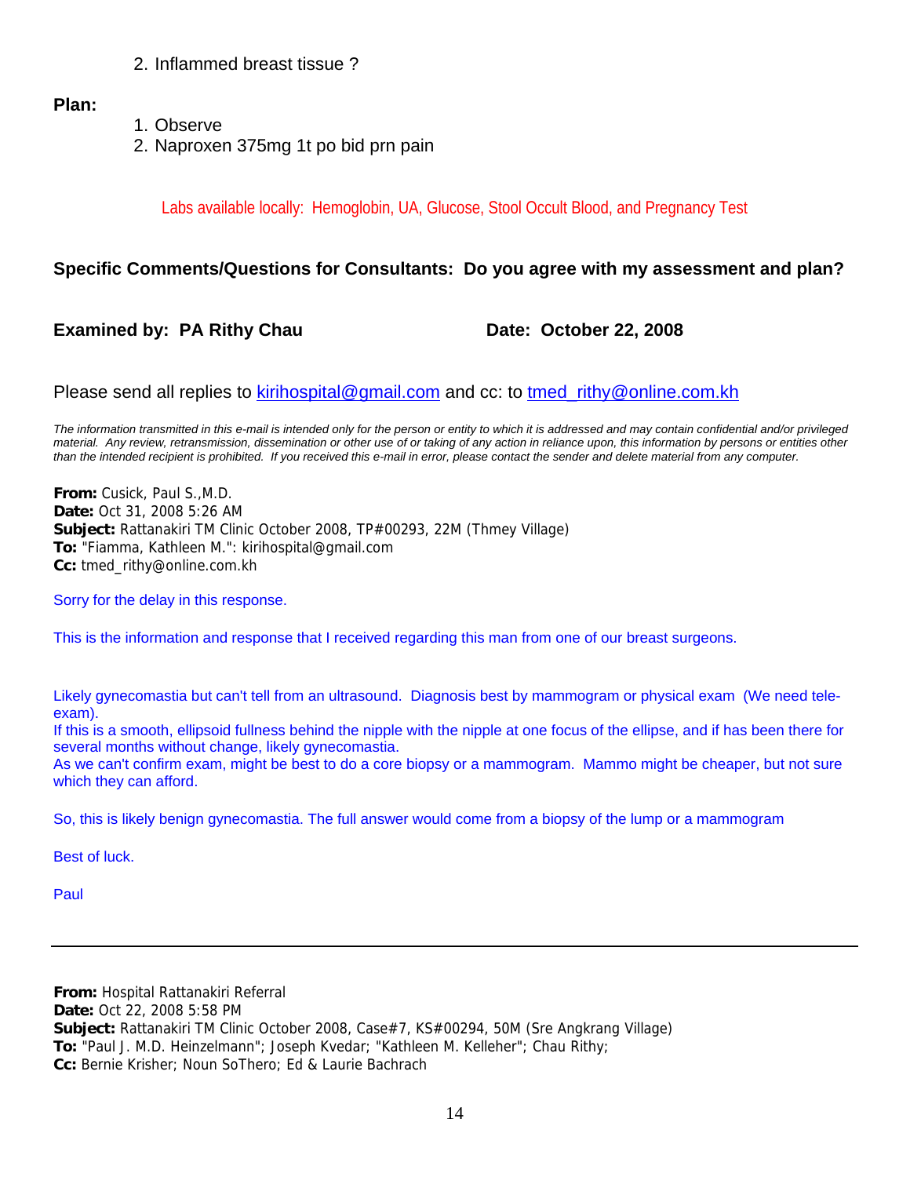2. Inflammed breast tissue ?

**Plan:**

1. Observe
2. Naproxen 375mg 1t po bid prn pain

Labs available locally: Hemoglobin, UA, Glucose, Stool Occult Blood, and Pregnancy Test

**Specific Comments/Questions for Consultants: Do you agree with my assessment and plan?**

**Examined by: PA Rithy Chau** **Date: October 22, 2008**

Please send all replies to kirihospital@gmail.com and cc: to tmed_rithy@online.com.kh

*The information transmitted in this e-mail is intended only for the person or entity to which it is addressed and may contain confidential and/or privileged material. Any review, retransmission, dissemination or other use of or taking of any action in reliance upon, this information by persons or entities other than the intended recipient is prohibited. If you received this e-mail in error, please contact the sender and delete material from any computer.*

**From:** Cusick, Paul S.,M.D.
**Date:** Oct 31, 2008 5:26 AM
**Subject:** Rattanakiri TM Clinic October 2008, TP#00293, 22M (Thmey Village)
**To:** "Fiamma, Kathleen M.": kirihospital@gmail.com
**Cc:** tmed_rithy@online.com.kh

Sorry for the delay in this response.

This is the information and response that I received regarding this man from one of our breast surgeons.

Likely gynecomastia but can't tell from an ultrasound. Diagnosis best by mammogram or physical exam (We need tele-exam).
If this is a smooth, ellipsoid fullness behind the nipple with the nipple at one focus of the ellipse, and if has been there for several months without change, likely gynecomastia.
As we can't confirm exam, might be best to do a core biopsy or a mammogram. Mammo might be cheaper, but not sure which they can afford.

So, this is likely benign gynecomastia. The full answer would come from a biopsy of the lump or a mammogram

Best of luck.

Paul

---

**From:** Hospital Rattanakiri Referral
**Date:** Oct 22, 2008 5:58 PM
**Subject:** Rattanakiri TM Clinic October 2008, Case#7, KS#00294, 50M (Sre Angkrang Village)
**To:** "Paul J. M.D. Heinzelmann"; Joseph Kvedar; "Kathleen M. Kelleher"; Chau Rithy;
**Cc:** Bernie Krisher; Noun SoThero; Ed & Laurie Bachrach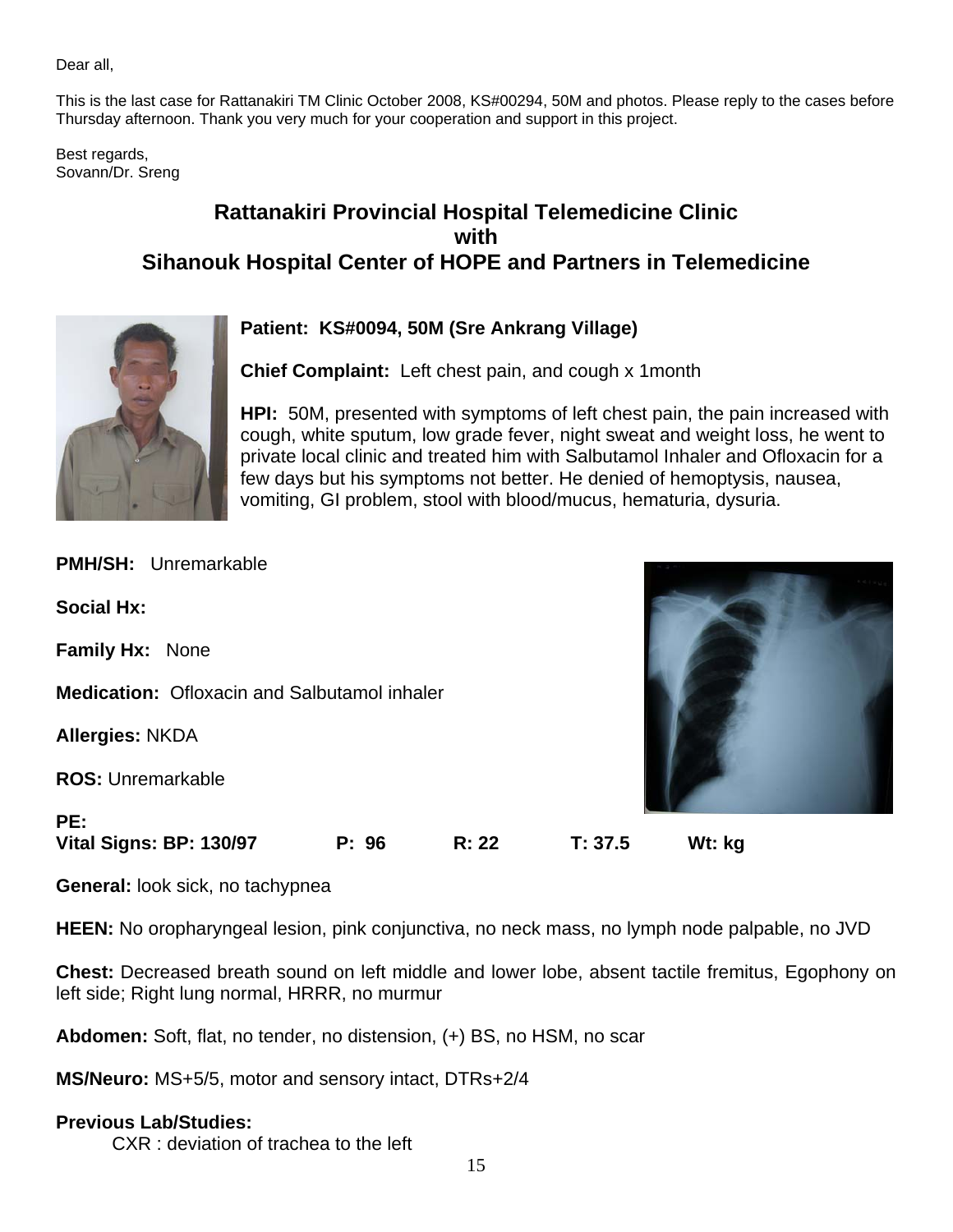Dear all,

This is the last case for Rattanakiri TM Clinic October 2008, KS#00294, 50M and photos. Please reply to the cases before Thursday afternoon. Thank you very much for your cooperation and support in this project.

Best regards,
Sovann/Dr. Sreng

## Rattanakiri Provincial Hospital Telemedicine Clinic with Sihanouk Hospital Center of HOPE and Partners in Telemedicine

**Patient: KS#0094, 50M (Sre Ankrang Village)**

**Chief Complaint:** Left chest pain, and cough x 1month

**HPI:** 50M, presented with symptoms of left chest pain, the pain increased with cough, white sputum, low grade fever, night sweat and weight loss, he went to private local clinic and treated him with Salbutamol Inhaler and Ofloxacin for a few days but his symptoms not better. He denied of hemoptysis, nausea, vomiting, GI problem, stool with blood/mucus, hematuria, dysuria.

**PMH/SH:** Unremarkable

**Social Hx:**

**Family Hx:** None

**Medication:** Ofloxacin and Salbutamol inhaler

**Allergies:** NKDA

**ROS:** Unremarkable

**PE:**
**Vital Signs: BP: 130/97 P: 96 R: 22 T: 37.5 Wt: kg**

**General:** look sick, no tachypnea

**HEEN:** No oropharyngeal lesion, pink conjunctiva, no neck mass, no lymph node palpable, no JVD

**Chest:** Decreased breath sound on left middle and lower lobe, absent tactile fremitus, Egophony on left side; Right lung normal, HRRR, no murmur

**Abdomen:** Soft, flat, no tender, no distension, (+) BS, no HSM, no scar

**MS/Neuro:** MS+5/5, motor and sensory intact, DTRs+2/4

**Previous Lab/Studies:**

CXR : deviation of trachea to the left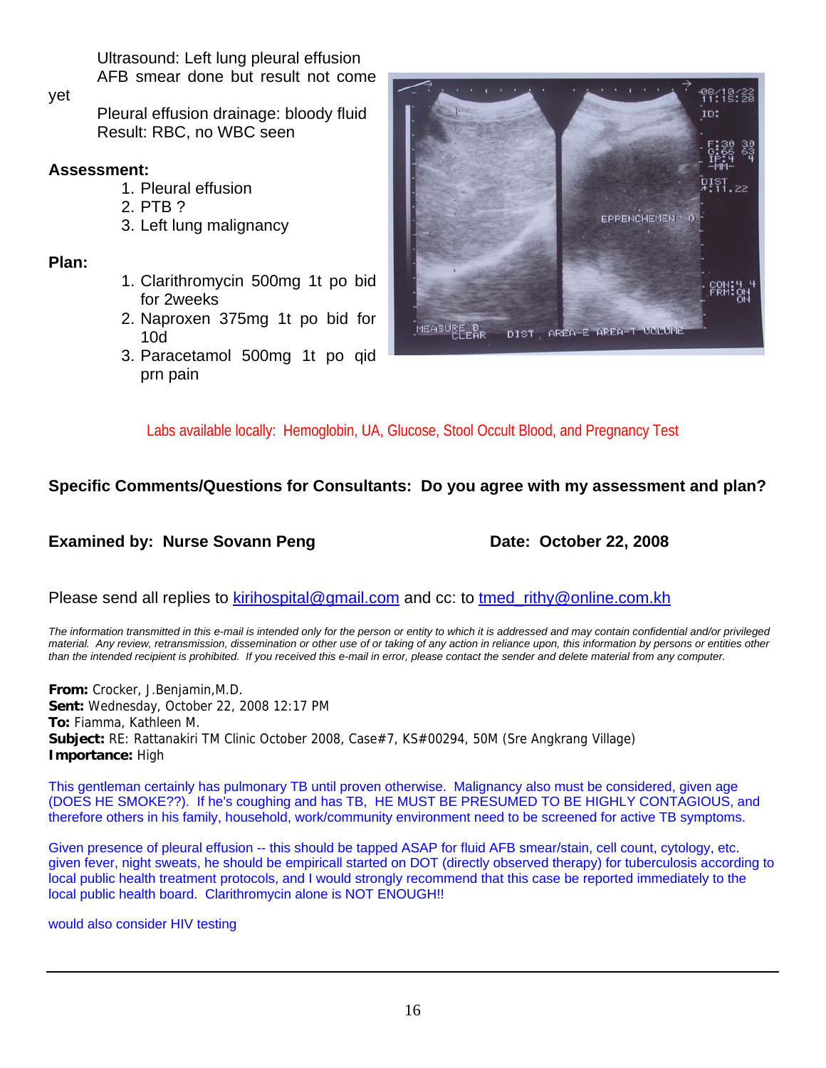Ultrasound: Left lung pleural effusion
AFB smear done but result not come yet
Pleural effusion drainage: bloody fluid
Result: RBC, no WBC seen

**Assessment:**

1. Pleural effusion
2. PTB ?
3. Left lung malignancy

**Plan:**

1. Clarithromycin 500mg 1t po bid for 2weeks
2. Naproxen 375mg 1t po bid for 10d
3. Paracetamol 500mg 1t po qid prn pain

Labs available locally: Hemoglobin, UA, Glucose, Stool Occult Blood, and Pregnancy Test

**Specific Comments/Questions for Consultants: Do you agree with my assessment and plan?**

**Examined by: Nurse Sovann Peng** **Date: October 22, 2008**

Please send all replies to kirihospital@gmail.com and cc: to tmed_rithy@online.com.kh

*The information transmitted in this e-mail is intended only for the person or entity to which it is addressed and may contain confidential and/or privileged material. Any review, retransmission, dissemination or other use of or taking of any action in reliance upon, this information by persons or entities other than the intended recipient is prohibited. If you received this e-mail in error, please contact the sender and delete material from any computer.*

**From:** Crocker, J.Benjamin,M.D.
**Sent:** Wednesday, October 22, 2008 12:17 PM
**To:** Fiamma, Kathleen M.
**Subject:** RE: Rattanakiri TM Clinic October 2008, Case#7, KS#00294, 50M (Sre Angkrang Village)
**Importance:** High

This gentleman certainly has pulmonary TB until proven otherwise. Malignancy also must be considered, given age (DOES HE SMOKE??). If he's coughing and has TB, HE MUST BE PRESUMED TO BE HIGHLY CONTAGIOUS, and therefore others in his family, household, work/community environment need to be screened for active TB symptoms.

Given presence of pleural effusion -- this should be tapped ASAP for fluid AFB smear/stain, cell count, cytology, etc. given fever, night sweats, he should be empiricall started on DOT (directly observed therapy) for tuberculosis according to local public health treatment protocols, and I would strongly recommend that this case be reported immediately to the local public health board. Clarithromycin alone is NOT ENOUGH!!

would also consider HIV testing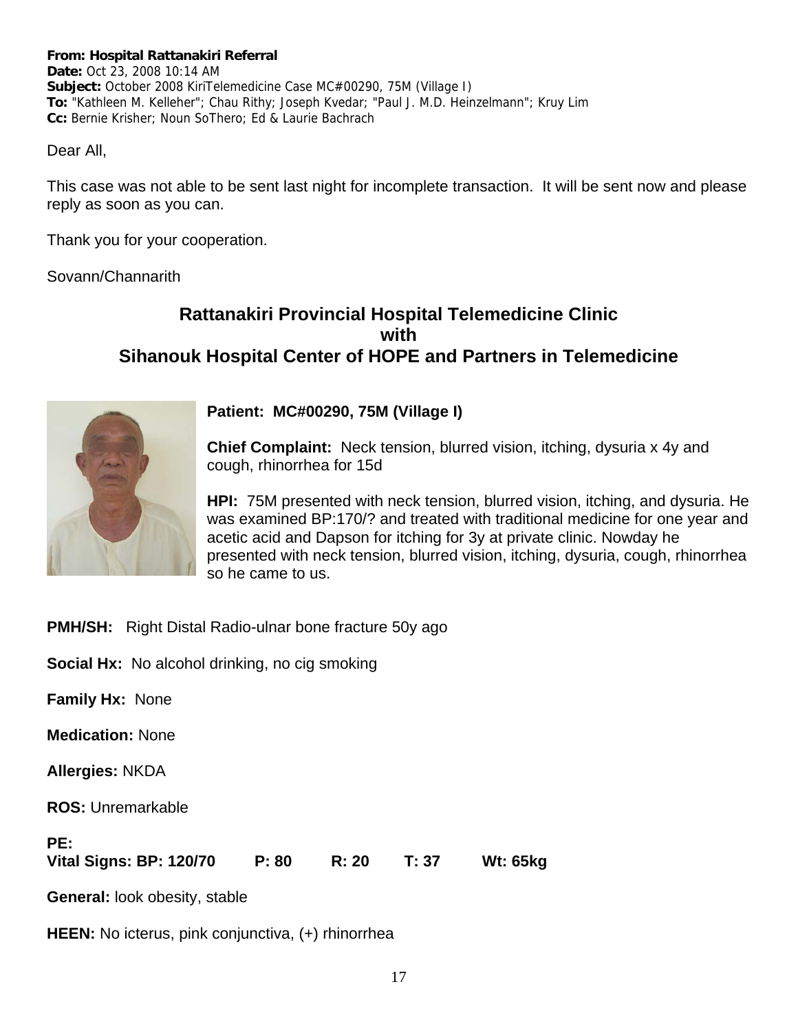**From:** Hospital Rattanakiri Referral
**Date:** Oct 23, 2008 10:14 AM
**Subject:** October 2008 KiriTelemedicine Case MC#00290, 75M (Village I)
**To:** "Kathleen M. Kelleher"; Chau Rithy; Joseph Kvedar; "Paul J. M.D. Heinzelmann"; Kruy Lim
**Cc:** Bernie Krisher; Noun SoThero; Ed & Laurie Bachrach

Dear All,

This case was not able to be sent last night for incomplete transaction. It will be sent now and please reply as soon as you can.

Thank you for your cooperation.

Sovann/Channarith

## Rattanakiri Provincial Hospital Telemedicine Clinic with Sihanouk Hospital Center of HOPE and Partners in Telemedicine

**Patient: MC#00290, 75M (Village I)**

**Chief Complaint:** Neck tension, blurred vision, itching, dysuria x 4y and cough, rhinorrhea for 15d

**HPI:** 75M presented with neck tension, blurred vision, itching, and dysuria. He was examined BP:170/? and treated with traditional medicine for one year and acetic acid and Dapson for itching for 3y at private clinic. Nowday he presented with neck tension, blurred vision, itching, dysuria, cough, rhinorrhea so he came to us.

**PMH/SH:** Right Distal Radio-ulnar bone fracture 50y ago

**Social Hx:** No alcohol drinking, no cig smoking

**Family Hx:** None

**Medication:** None

**Allergies:** NKDA

**ROS:** Unremarkable

**PE:**
**Vital Signs: BP: 120/70 P: 80 R: 20 T: 37 Wt: 65kg**

**General:** look obesity, stable

**HEEN:** No icterus, pink conjunctiva, (+) rhinorrhea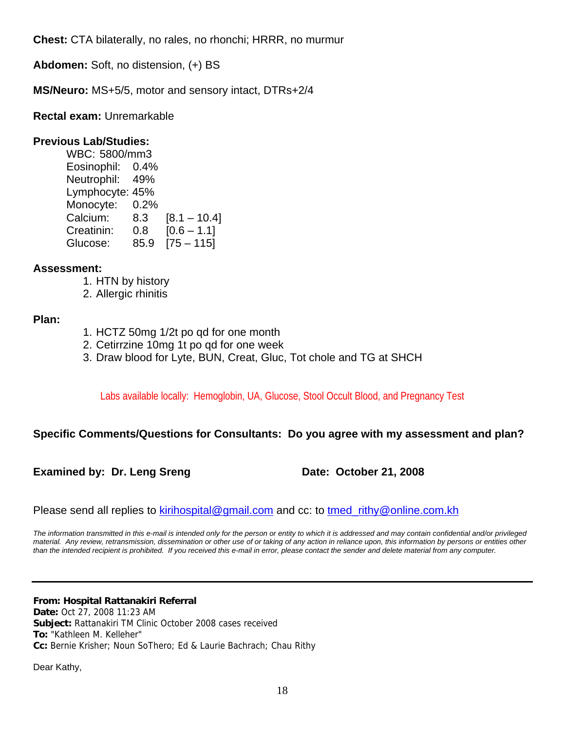**Chest:** CTA bilaterally, no rales, no rhonchi; HRRR, no murmur

**Abdomen:** Soft, no distension, (+) BS

**MS/Neuro:** MS+5/5, motor and sensory intact, DTRs+2/4

**Rectal exam:** Unremarkable

**Previous Lab/Studies:**

| | | |
|---|---|---|
| WBC: | 5800/mm3 | |
| Eosinophil: | 0.4% | |
| Neutrophil: | 49% | |
| Lymphocyte: | 45% | |
| Monocyte: | 0.2% | |
| Calcium: | 8.3 | [8.1 – 10.4] |
| Creatinin: | 0.8 | [0.6 – 1.1] |
| Glucose: | 85.9 | [75 – 115] |

**Assessment:**

1. HTN by history
2. Allergic rhinitis

**Plan:**

1. HCTZ 50mg 1/2t po qd for one month
2. Cetirrzine 10mg 1t po qd for one week
3. Draw blood for Lyte, BUN, Creat, Gluc, Tot chole and TG at SHCH

Labs available locally: Hemoglobin, UA, Glucose, Stool Occult Blood, and Pregnancy Test

**Specific Comments/Questions for Consultants: Do you agree with my assessment and plan?**

**Examined by: Dr. Leng Sreng** **Date: October 21, 2008**

Please send all replies to kirihospital@gmail.com and cc: to tmed_rithy@online.com.kh

*The information transmitted in this e-mail is intended only for the person or entity to which it is addressed and may contain confidential and/or privileged material. Any review, retransmission, dissemination or other use of or taking of any action in reliance upon, this information by persons or entities other than the intended recipient is prohibited. If you received this e-mail in error, please contact the sender and delete material from any computer.*

---

**From: Hospital Rattanakiri Referral**
**Date:** Oct 27, 2008 11:23 AM
**Subject:** Rattanakiri TM Clinic October 2008 cases received
**To:** "Kathleen M. Kelleher"
**Cc:** Bernie Krisher; Noun SoThero; Ed & Laurie Bachrach; Chau Rithy

Dear Kathy,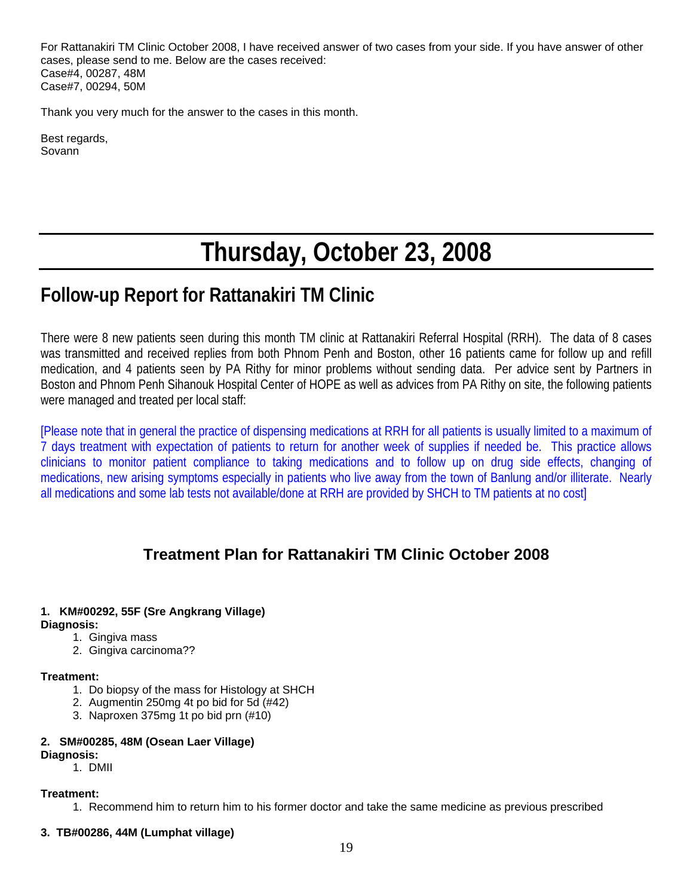For Rattanakiri TM Clinic October 2008, I have received answer of two cases from your side. If you have answer of other cases, please send to me. Below are the cases received:
Case#4, 00287, 48M
Case#7, 00294, 50M

Thank you very much for the answer to the cases in this month.

Best regards,
Sovann

# Thursday, October 23, 2008

## Follow-up Report for Rattanakiri TM Clinic

There were 8 new patients seen during this month TM clinic at Rattanakiri Referral Hospital (RRH). The data of 8 cases was transmitted and received replies from both Phnom Penh and Boston, other 16 patients came for follow up and refill medication, and 4 patients seen by PA Rithy for minor problems without sending data. Per advice sent by Partners in Boston and Phnom Penh Sihanouk Hospital Center of HOPE as well as advices from PA Rithy on site, the following patients were managed and treated per local staff:

[Please note that in general the practice of dispensing medications at RRH for all patients is usually limited to a maximum of 7 days treatment with expectation of patients to return for another week of supplies if needed be. This practice allows clinicians to monitor patient compliance to taking medications and to follow up on drug side effects, changing of medications, new arising symptoms especially in patients who live away from the town of Banlung and/or illiterate. Nearly all medications and some lab tests not available/done at RRH are provided by SHCH to TM patients at no cost]

### Treatment Plan for Rattanakiri TM Clinic October 2008

**1. KM#00292, 55F (Sre Angkrang Village)**

**Diagnosis:**

1. Gingiva mass
2. Gingiva carcinoma??

**Treatment:**

1. Do biopsy of the mass for Histology at SHCH
2. Augmentin 250mg 4t po bid for 5d (#42)
3. Naproxen 375mg 1t po bid prn (#10)

**2. SM#00285, 48M (Osean Laer Village)**

**Diagnosis:**

1. DMII

**Treatment:**

1. Recommend him to return him to his former doctor and take the same medicine as previous prescribed

**3. TB#00286, 44M (Lumphat village)**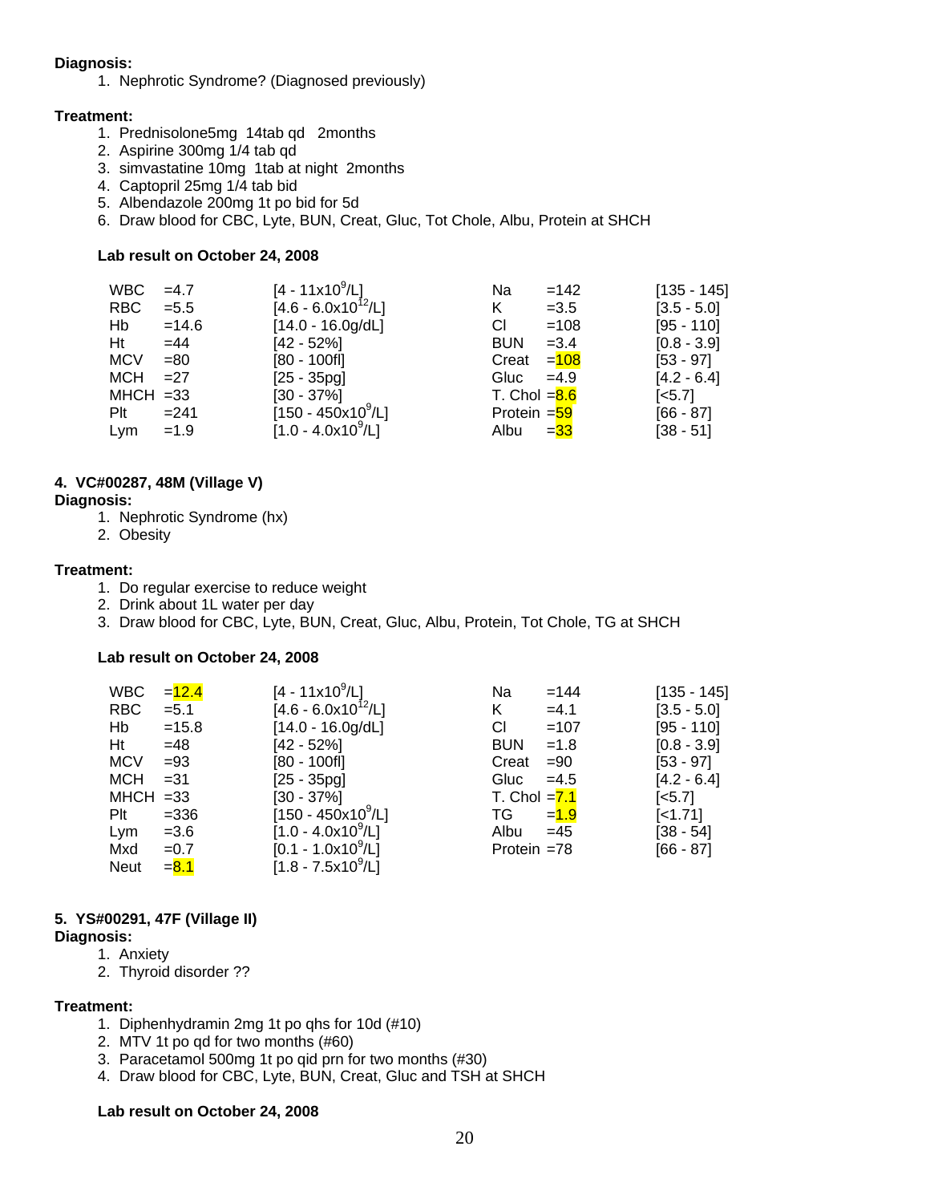**Diagnosis:**

1. Nephrotic Syndrome? (Diagnosed previously)

**Treatment:**

1. Prednisolone5mg 14tab qd 2months
2. Aspirine 300mg 1/4 tab qd
3. simvastatine 10mg 1tab at night 2months
4. Captopril 25mg 1/4 tab bid
5. Albendazole 200mg 1t po bid for 5d
6. Draw blood for CBC, Lyte, BUN, Creat, Gluc, Tot Chole, Albu, Protein at SHCH

**Lab result on October 24, 2008**

| Test | Result | Reference | Test | Result | Reference |
|---|---|---|---|---|---|
| WBC | =4.7 | [4 - 11x10$^9$/L] | Na | =142 | [135 - 145] |
| RBC | =5.5 | [4.6 - 6.0x10$^{12}$/L] | K | =3.5 | [3.5 - 5.0] |
| Hb | =14.6 | [14.0 - 16.0g/dL] | Cl | =108 | [95 - 110] |
| Ht | =44 | [42 - 52%] | BUN | =3.4 | [0.8 - 3.9] |
| MCV | =80 | [80 - 100fl] | Creat | =108 | [53 - 97] |
| MCH | =27 | [25 - 35pg] | Gluc | =4.9 | [4.2 - 6.4] |
| MHCH | =33 | [30 - 37%] | T. Chol | =8.6 | [<5.7] |
| Plt | =241 | [150 - 450x10$^9$/L] | Protein | =59 | [66 - 87] |
| Lym | =1.9 | [1.0 - 4.0x10$^9$/L] | Albu | =33 | [38 - 51] |

### 4. VC#00287, 48M (Village V)

**Diagnosis:**

1. Nephrotic Syndrome (hx)
2. Obesity

**Treatment:**

1. Do regular exercise to reduce weight
2. Drink about 1L water per day
3. Draw blood for CBC, Lyte, BUN, Creat, Gluc, Albu, Protein, Tot Chole, TG at SHCH

**Lab result on October 24, 2008**

| Test | Result | Reference | Test | Result | Reference |
|---|---|---|---|---|---|
| WBC | =12.4 | [4 - 11x10$^9$/L] | Na | =144 | [135 - 145] |
| RBC | =5.1 | [4.6 - 6.0x10$^{12}$/L] | K | =4.1 | [3.5 - 5.0] |
| Hb | =15.8 | [14.0 - 16.0g/dL] | Cl | =107 | [95 - 110] |
| Ht | =48 | [42 - 52%] | BUN | =1.8 | [0.8 - 3.9] |
| MCV | =93 | [80 - 100fl] | Creat | =90 | [53 - 97] |
| MCH | =31 | [25 - 35pg] | Gluc | =4.5 | [4.2 - 6.4] |
| MHCH | =33 | [30 - 37%] | T. Chol | =7.1 | [<5.7] |
| Plt | =336 | [150 - 450x10$^9$/L] | TG | =1.9 | [<1.71] |
| Lym | =3.6 | [1.0 - 4.0x10$^9$/L] | Albu | =45 | [38 - 54] |
| Mxd | =0.7 | [0.1 - 1.0x10$^9$/L] | Protein | =78 | [66 - 87] |
| Neut | =8.1 | [1.8 - 7.5x10$^9$/L] | | | |

### 5. YS#00291, 47F (Village II)

**Diagnosis:**

1. Anxiety
2. Thyroid disorder ??

**Treatment:**

1. Diphenhydramin 2mg 1t po qhs for 10d (#10)
2. MTV 1t po qd for two months (#60)
3. Paracetamol 500mg 1t po qid prn for two months (#30)
4. Draw blood for CBC, Lyte, BUN, Creat, Gluc and TSH at SHCH

**Lab result on October 24, 2008**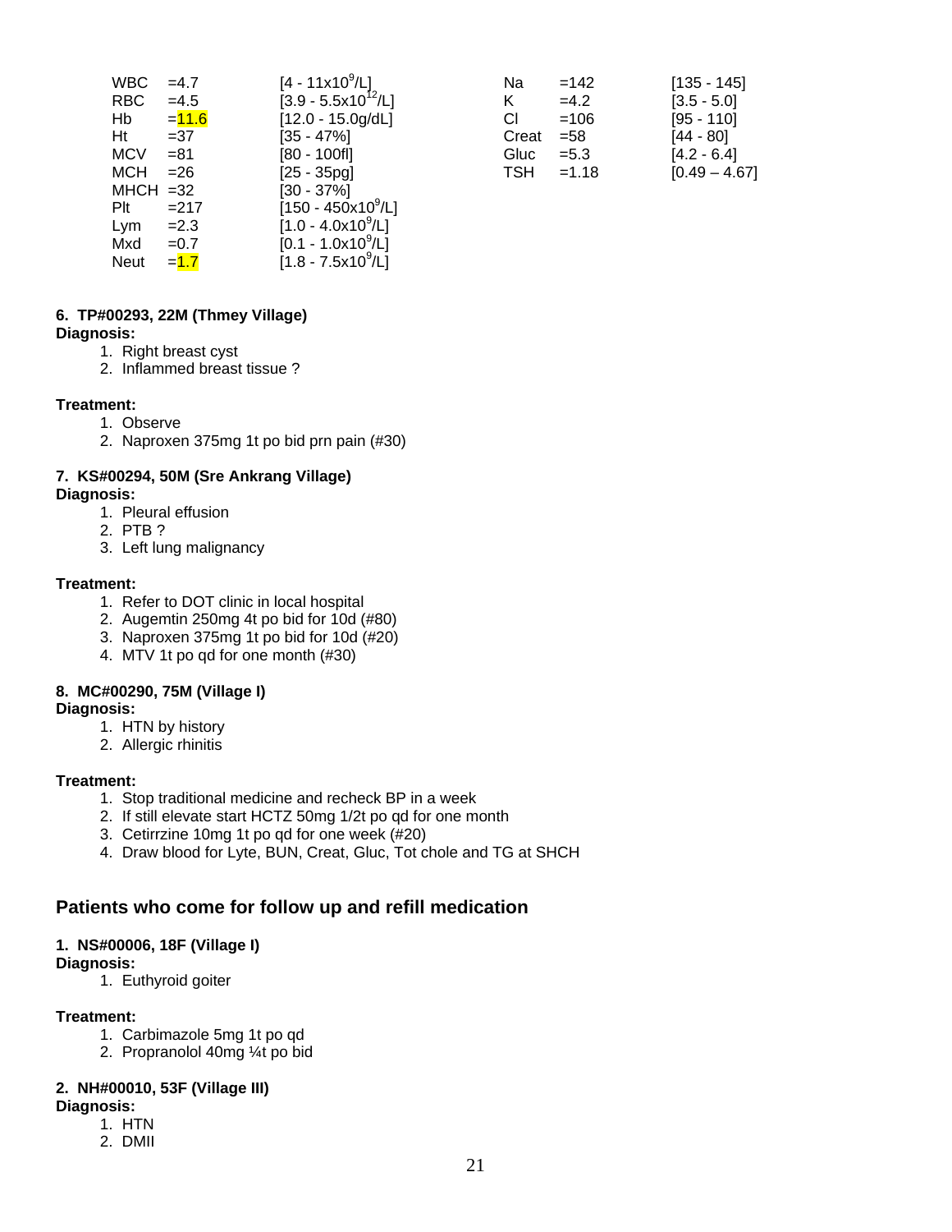| | | | | | |
|---|---|---|---|---|---|
| WBC | =4.7 | [4 - 11x $10^9$/L] | Na | =142 | [135 - 145] |
| RBC | =4.5 | [3.9 - 5.5x $10^{12}$/L] | K | =4.2 | [3.5 - 5.0] |
| Hb | =11.6 | [12.0 - 15.0g/dL] | Cl | =106 | [95 - 110] |
| Ht | =37 | [35 - 47%] | Creat | =58 | [44 - 80] |
| MCV | =81 | [80 - 100fl] | Gluc | =5.3 | [4.2 - 6.4] |
| MCH | =26 | [25 - 35pg] | TSH | =1.18 | [0.49 – 4.67] |
| MHCH | =32 | [30 - 37%] | | | |
| Plt | =217 | [150 - 450x $10^9$/L] | | | |
| Lym | =2.3 | [1.0 - 4.0x $10^9$/L] | | | |
| Mxd | =0.7 | [0.1 - 1.0x $10^9$/L] | | | |
| Neut | =1.7 | [1.8 - 7.5x $10^9$/L] | | | |

#### 6. TP#00293, 22M (Thmey Village)

**Diagnosis:**
1. Right breast cyst
2. Inflammed breast tissue ?

**Treatment:**
1. Observe
2. Naproxen 375mg 1t po bid prn pain (#30)

#### 7. KS#00294, 50M (Sre Ankrang Village)

**Diagnosis:**
1. Pleural effusion
2. PTB ?
3. Left lung malignancy

**Treatment:**
1. Refer to DOT clinic in local hospital
2. Augemtin 250mg 4t po bid for 10d (#80)
3. Naproxen 375mg 1t po bid for 10d (#20)
4. MTV 1t po qd for one month (#30)

#### 8. MC#00290, 75M (Village I)

**Diagnosis:**
1. HTN by history
2. Allergic rhinitis

**Treatment:**
1. Stop traditional medicine and recheck BP in a week
2. If still elevate start HCTZ 50mg 1/2t po qd for one month
3. Cetirrzine 10mg 1t po qd for one week (#20)
4. Draw blood for Lyte, BUN, Creat, Gluc, Tot chole and TG at SHCH

## Patients who come for follow up and refill medication

#### 1. NS#00006, 18F (Village I)

**Diagnosis:**
1. Euthyroid goiter

**Treatment:**
1. Carbimazole 5mg 1t po qd
2. Propranolol 40mg ¼t po bid

#### 2. NH#00010, 53F (Village III)

**Diagnosis:**
1. HTN
2. DMII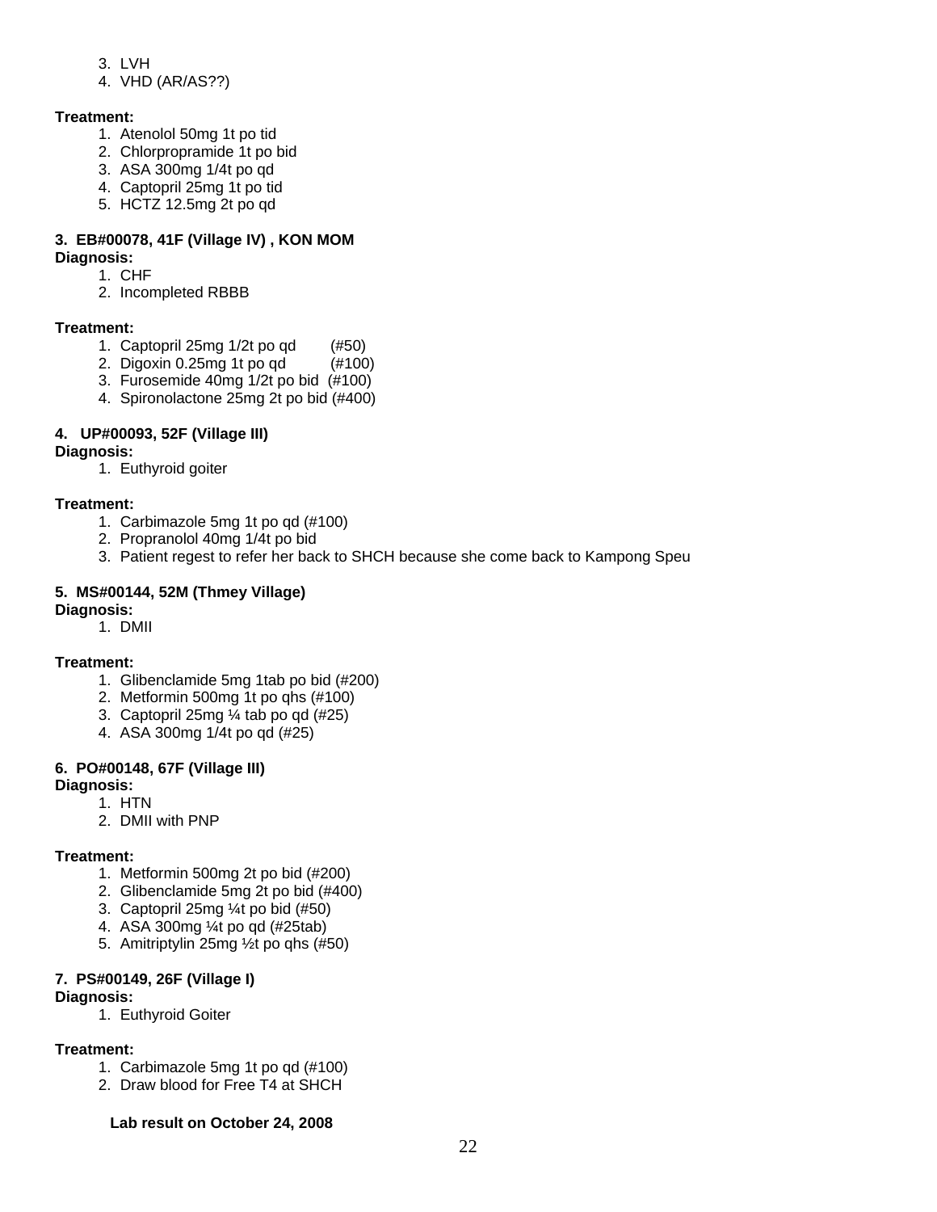3. LVH
4. VHD (AR/AS??)

**Treatment:**

1. Atenolol 50mg 1t po tid
2. Chlorpropramide 1t po bid
3. ASA 300mg 1/4t po qd
4. Captopril 25mg 1t po tid
5. HCTZ 12.5mg 2t po qd

**3. EB#00078, 41F (Village IV) , KON MOM**

**Diagnosis:**

1. CHF
2. Incompleted RBBB

**Treatment:**

1. Captopril 25mg 1/2t po qd (#50)
2. Digoxin 0.25mg 1t po qd (#100)
3. Furosemide 40mg 1/2t po bid (#100)
4. Spironolactone 25mg 2t po bid (#400)

**4. UP#00093, 52F (Village III)**

**Diagnosis:**

1. Euthyroid goiter

**Treatment:**

1. Carbimazole 5mg 1t po qd (#100)
2. Propranolol 40mg 1/4t po bid
3. Patient regest to refer her back to SHCH because she come back to Kampong Speu

**5. MS#00144, 52M (Thmey Village)**

**Diagnosis:**

1. DMII

**Treatment:**

1. Glibenclamide 5mg 1tab po bid (#200)
2. Metformin 500mg 1t po qhs (#100)
3. Captopril 25mg ¼ tab po qd (#25)
4. ASA 300mg 1/4t po qd (#25)

**6. PO#00148, 67F (Village III)**

**Diagnosis:**

1. HTN
2. DMII with PNP

**Treatment:**

1. Metformin 500mg 2t po bid (#200)
2. Glibenclamide 5mg 2t po bid (#400)
3. Captopril 25mg ¼t po bid (#50)
4. ASA 300mg ¼t po qd (#25tab)
5. Amitriptylin 25mg ½t po qhs (#50)

**7. PS#00149, 26F (Village I)**

**Diagnosis:**

1. Euthyroid Goiter

**Treatment:**

1. Carbimazole 5mg 1t po qd (#100)
2. Draw blood for Free T4 at SHCH

**Lab result on October 24, 2008**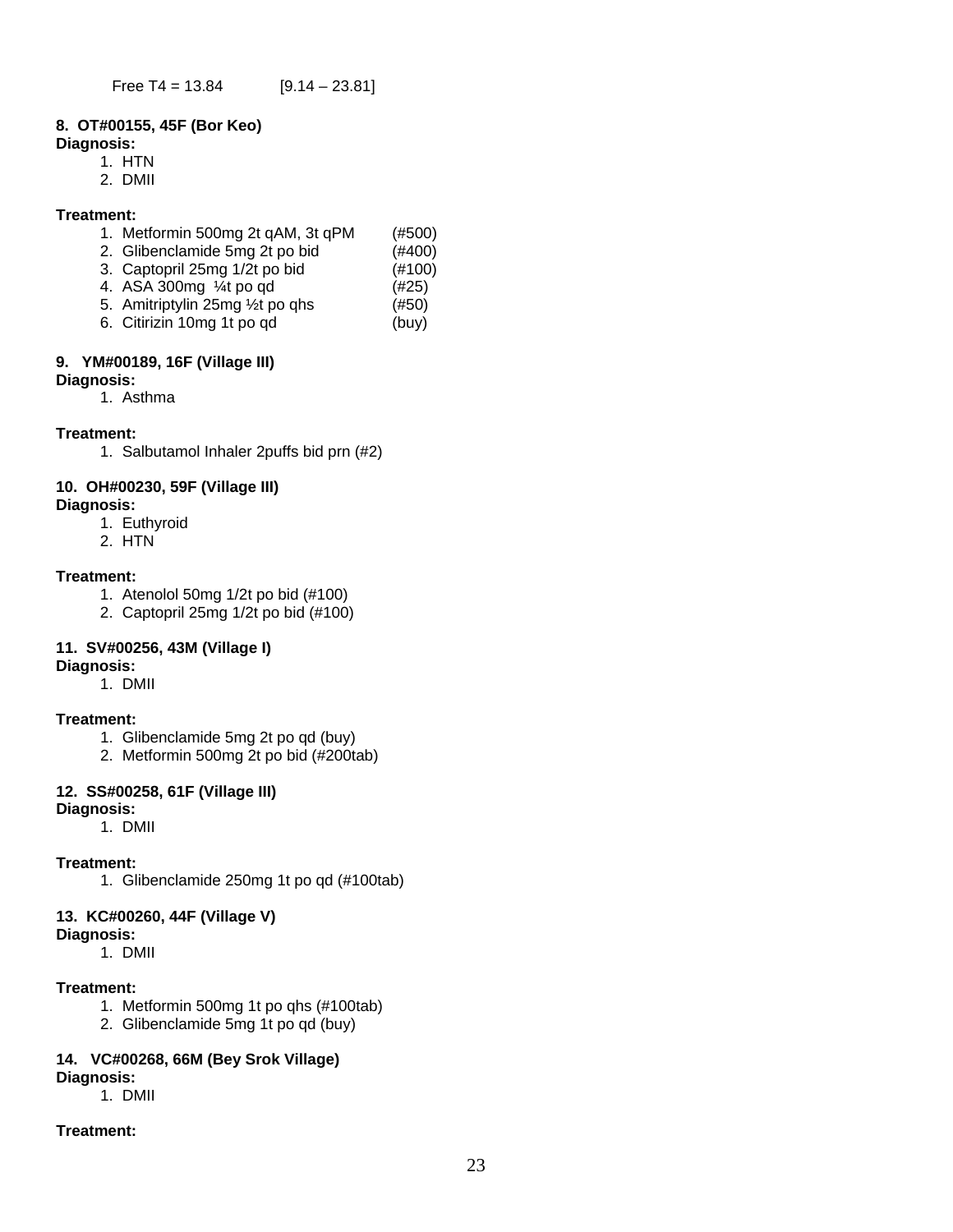Free T4 = 13.84 [9.14 – 23.81]

**8. OT#00155, 45F (Bor Keo)**

**Diagnosis:**

1. HTN
2. DMII

**Treatment:**

1. Metformin 500mg 2t qAM, 3t qPM (#500)
2. Glibenclamide 5mg 2t po bid (#400)
3. Captopril 25mg 1/2t po bid (#100)
4. ASA 300mg ¼t po qd (#25)
5. Amitriptylin 25mg ½t po qhs (#50)
6. Citirizin 10mg 1t po qd (buy)

**9. YM#00189, 16F (Village III)**

**Diagnosis:**

1. Asthma

**Treatment:**

1. Salbutamol Inhaler 2puffs bid prn (#2)

**10. OH#00230, 59F (Village III)**

**Diagnosis:**

1. Euthyroid
2. HTN

**Treatment:**

1. Atenolol 50mg 1/2t po bid (#100)
2. Captopril 25mg 1/2t po bid (#100)

**11. SV#00256, 43M (Village I)**

**Diagnosis:**

1. DMII

**Treatment:**

1. Glibenclamide 5mg 2t po qd (buy)
2. Metformin 500mg 2t po bid (#200tab)

**12. SS#00258, 61F (Village III)**

**Diagnosis:**

1. DMII

**Treatment:**

1. Glibenclamide 250mg 1t po qd (#100tab)

**13. KC#00260, 44F (Village V)**

**Diagnosis:**

1. DMII

**Treatment:**

1. Metformin 500mg 1t po qhs (#100tab)
2. Glibenclamide 5mg 1t po qd (buy)

**14. VC#00268, 66M (Bey Srok Village)**

**Diagnosis:**

1. DMII

**Treatment:**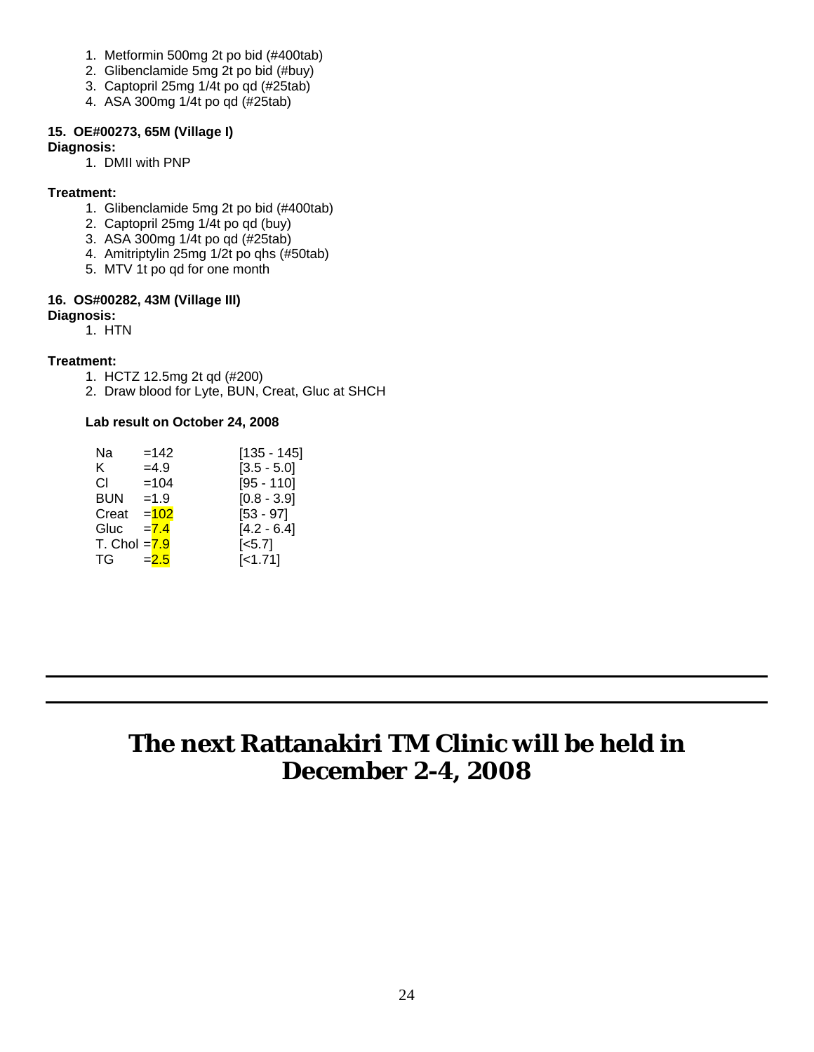1. Metformin 500mg 2t po bid (#400tab)
2. Glibenclamide 5mg 2t po bid (#buy)
3. Captopril 25mg 1/4t po qd (#25tab)
4. ASA 300mg 1/4t po qd (#25tab)

**15. OE#00273, 65M (Village I)**

**Diagnosis:**

1. DMII with PNP

**Treatment:**

1. Glibenclamide 5mg 2t po bid (#400tab)
2. Captopril 25mg 1/4t po qd (buy)
3. ASA 300mg 1/4t po qd (#25tab)
4. Amitriptylin 25mg 1/2t po qhs (#50tab)
5. MTV 1t po qd for one month

**16. OS#00282, 43M (Village III)**

**Diagnosis:**

1. HTN

**Treatment:**

1. HCTZ 12.5mg 2t qd (#200)
2. Draw blood for Lyte, BUN, Creat, Gluc at SHCH

**Lab result on October 24, 2008**

| | | |
|---|---|---|
| Na | =142 | [135 - 145] |
| K | =4.9 | [3.5 - 5.0] |
| Cl | =104 | [95 - 110] |
| BUN | =1.9 | [0.8 - 3.9] |
| Creat | =102 | [53 - 97] |
| Gluc | =7.4 | [4.2 - 6.4] |
| T. Chol | =7.9 | [<5.7] |
| TG | =2.5 | [<1.71] |

---

# The next Rattanakiri TM Clinic will be held in December 2-4, 2008